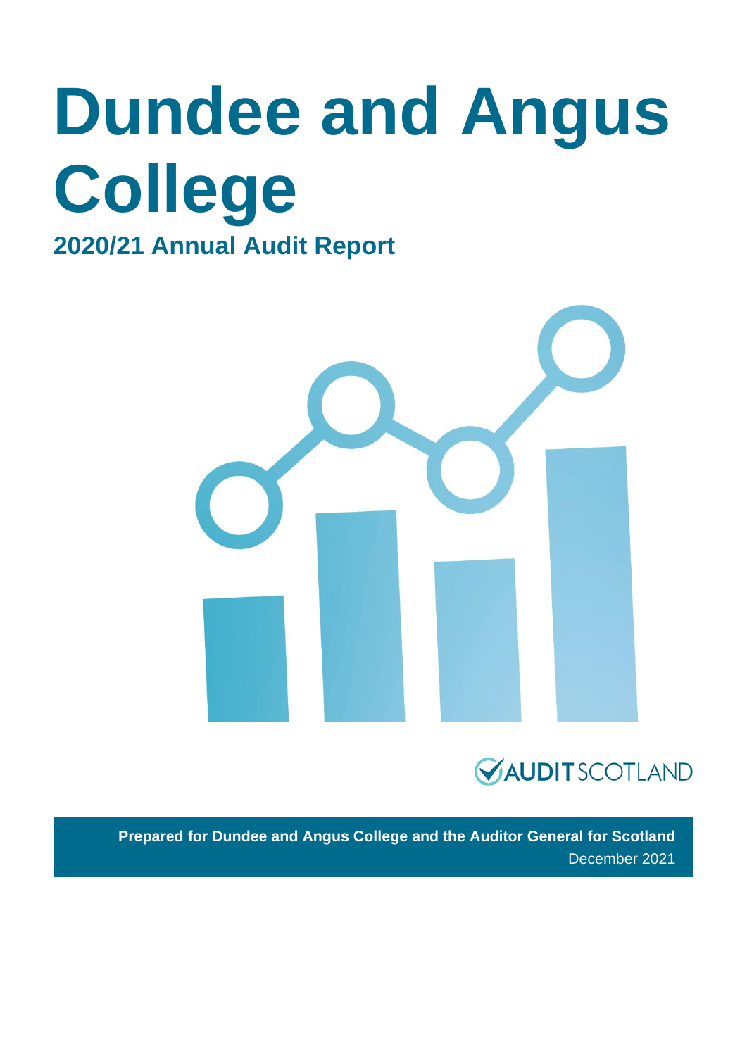# Dundee and Angus College

## 2020/21 Annual Audit Report

AUDIT SCOTLAND

**Prepared for Dundee and Angus College and the Auditor General for Scotland**

December 2021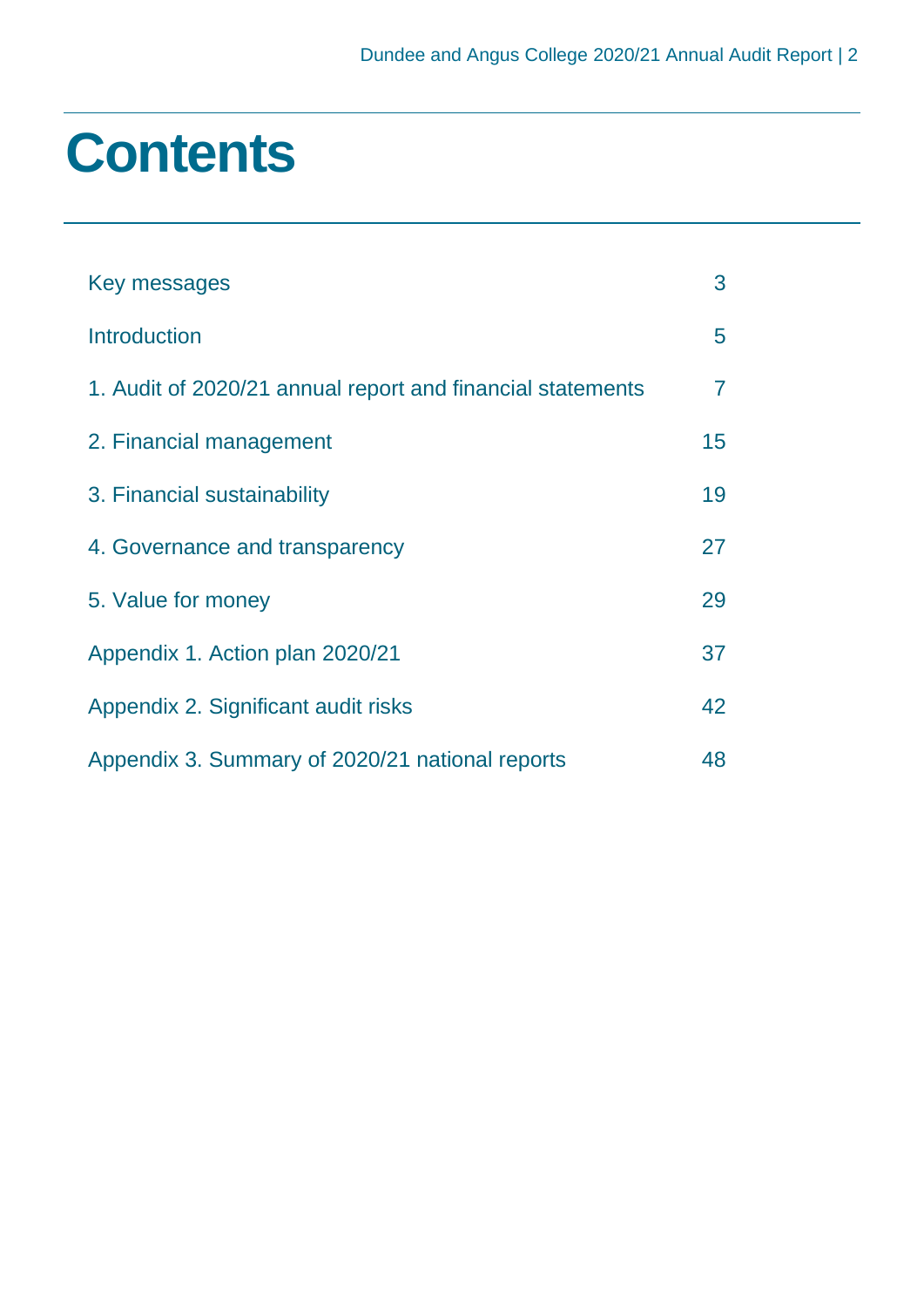# Contents

| | |
|---|---|
| Key messages | 3 |
| Introduction | 5 |
| 1. Audit of 2020/21 annual report and financial statements | 7 |
| 2. Financial management | 15 |
| 3. Financial sustainability | 19 |
| 4. Governance and transparency | 27 |
| 5. Value for money | 29 |
| Appendix 1. Action plan 2020/21 | 37 |
| Appendix 2. Significant audit risks | 42 |
| Appendix 3. Summary of 2020/21 national reports | 48 |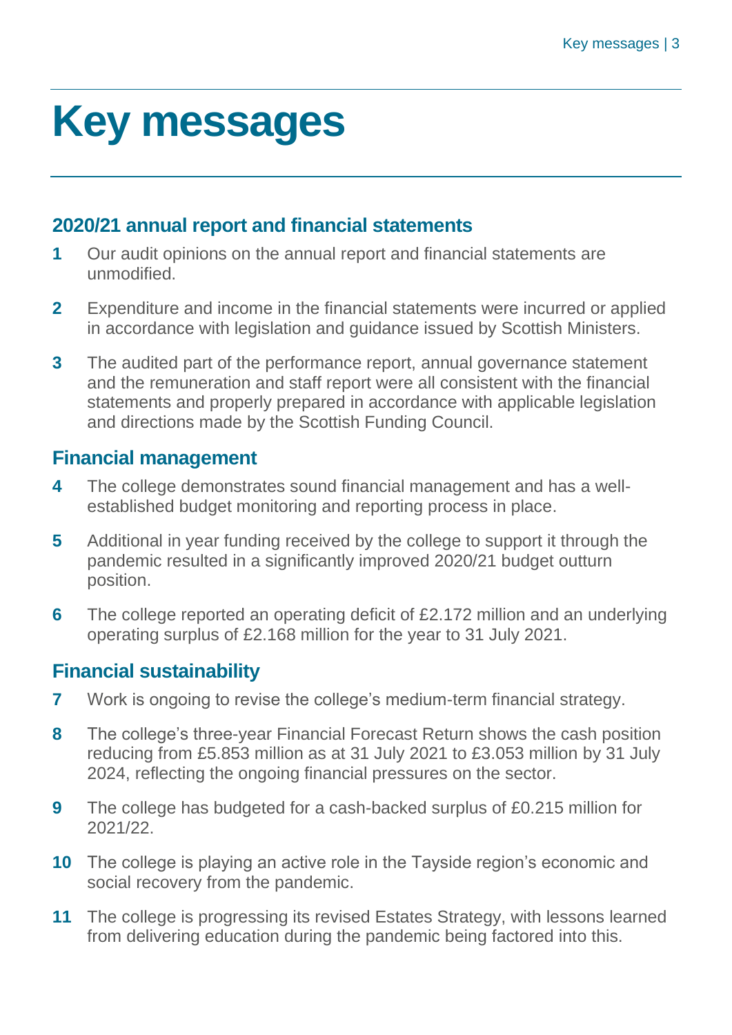# Key messages

## 2020/21 annual report and financial statements

**1** Our audit opinions on the annual report and financial statements are unmodified.

**2** Expenditure and income in the financial statements were incurred or applied in accordance with legislation and guidance issued by Scottish Ministers.

**3** The audited part of the performance report, annual governance statement and the remuneration and staff report were all consistent with the financial statements and properly prepared in accordance with applicable legislation and directions made by the Scottish Funding Council.

## Financial management

**4** The college demonstrates sound financial management and has a well-established budget monitoring and reporting process in place.

**5** Additional in year funding received by the college to support it through the pandemic resulted in a significantly improved 2020/21 budget outturn position.

**6** The college reported an operating deficit of £2.172 million and an underlying operating surplus of £2.168 million for the year to 31 July 2021.

## Financial sustainability

**7** Work is ongoing to revise the college's medium-term financial strategy.

**8** The college's three-year Financial Forecast Return shows the cash position reducing from £5.853 million as at 31 July 2021 to £3.053 million by 31 July 2024, reflecting the ongoing financial pressures on the sector.

**9** The college has budgeted for a cash-backed surplus of £0.215 million for 2021/22.

**10** The college is playing an active role in the Tayside region's economic and social recovery from the pandemic.

**11** The college is progressing its revised Estates Strategy, with lessons learned from delivering education during the pandemic being factored into this.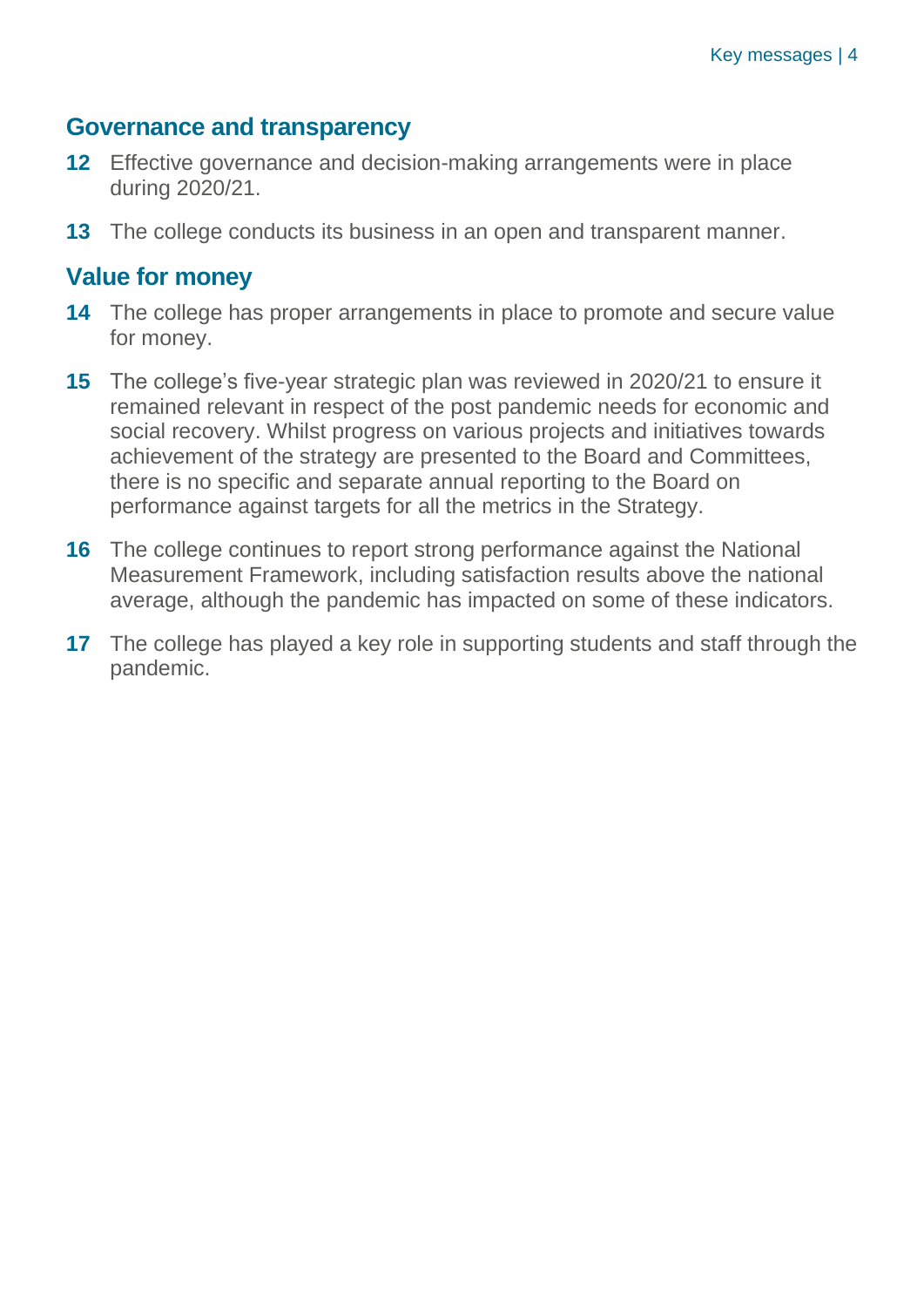## Governance and transparency

**12** Effective governance and decision-making arrangements were in place during 2020/21.

**13** The college conducts its business in an open and transparent manner.

## Value for money

**14** The college has proper arrangements in place to promote and secure value for money.

**15** The college's five-year strategic plan was reviewed in 2020/21 to ensure it remained relevant in respect of the post pandemic needs for economic and social recovery. Whilst progress on various projects and initiatives towards achievement of the strategy are presented to the Board and Committees, there is no specific and separate annual reporting to the Board on performance against targets for all the metrics in the Strategy.

**16** The college continues to report strong performance against the National Measurement Framework, including satisfaction results above the national average, although the pandemic has impacted on some of these indicators.

**17** The college has played a key role in supporting students and staff through the pandemic.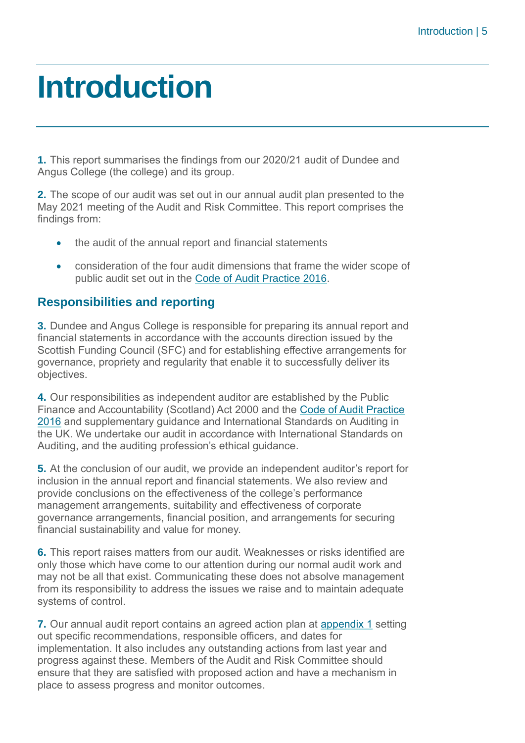# Introduction

**1.** This report summarises the findings from our 2020/21 audit of Dundee and Angus College (the college) and its group.

**2.** The scope of our audit was set out in our annual audit plan presented to the May 2021 meeting of the Audit and Risk Committee. This report comprises the findings from:

- the audit of the annual report and financial statements
- consideration of the four audit dimensions that frame the wider scope of public audit set out in the Code of Audit Practice 2016.

## Responsibilities and reporting

**3.** Dundee and Angus College is responsible for preparing its annual report and financial statements in accordance with the accounts direction issued by the Scottish Funding Council (SFC) and for establishing effective arrangements for governance, propriety and regularity that enable it to successfully deliver its objectives.

**4.** Our responsibilities as independent auditor are established by the Public Finance and Accountability (Scotland) Act 2000 and the Code of Audit Practice 2016 and supplementary guidance and International Standards on Auditing in the UK. We undertake our audit in accordance with International Standards on Auditing, and the auditing profession's ethical guidance.

**5.** At the conclusion of our audit, we provide an independent auditor's report for inclusion in the annual report and financial statements. We also review and provide conclusions on the effectiveness of the college's performance management arrangements, suitability and effectiveness of corporate governance arrangements, financial position, and arrangements for securing financial sustainability and value for money.

**6.** This report raises matters from our audit. Weaknesses or risks identified are only those which have come to our attention during our normal audit work and may not be all that exist. Communicating these does not absolve management from its responsibility to address the issues we raise and to maintain adequate systems of control.

**7.** Our annual audit report contains an agreed action plan at appendix 1 setting out specific recommendations, responsible officers, and dates for implementation. It also includes any outstanding actions from last year and progress against these. Members of the Audit and Risk Committee should ensure that they are satisfied with proposed action and have a mechanism in place to assess progress and monitor outcomes.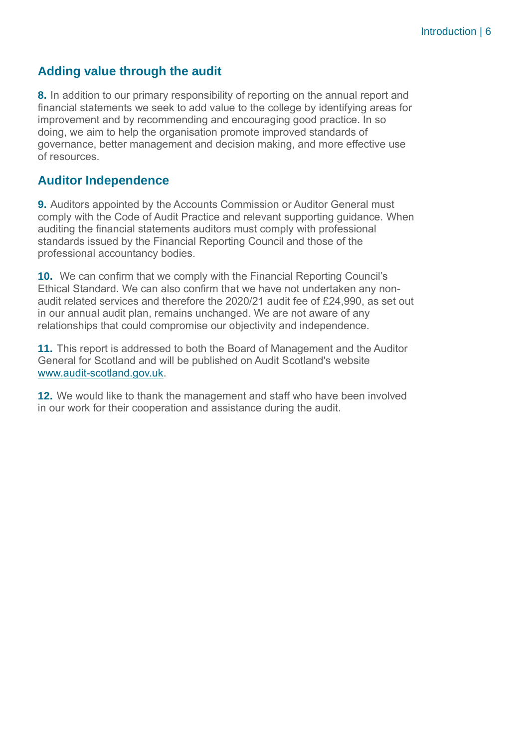## Adding value through the audit

**8.** In addition to our primary responsibility of reporting on the annual report and financial statements we seek to add value to the college by identifying areas for improvement and by recommending and encouraging good practice. In so doing, we aim to help the organisation promote improved standards of governance, better management and decision making, and more effective use of resources.

## Auditor Independence

**9.** Auditors appointed by the Accounts Commission or Auditor General must comply with the Code of Audit Practice and relevant supporting guidance. When auditing the financial statements auditors must comply with professional standards issued by the Financial Reporting Council and those of the professional accountancy bodies.

**10.** We can confirm that we comply with the Financial Reporting Council's Ethical Standard. We can also confirm that we have not undertaken any non-audit related services and therefore the 2020/21 audit fee of £24,990, as set out in our annual audit plan, remains unchanged. We are not aware of any relationships that could compromise our objectivity and independence.

**11.** This report is addressed to both the Board of Management and the Auditor General for Scotland and will be published on Audit Scotland's website [www.audit-scotland.gov.uk](http://www.audit-scotland.gov.uk).

**12.** We would like to thank the management and staff who have been involved in our work for their cooperation and assistance during the audit.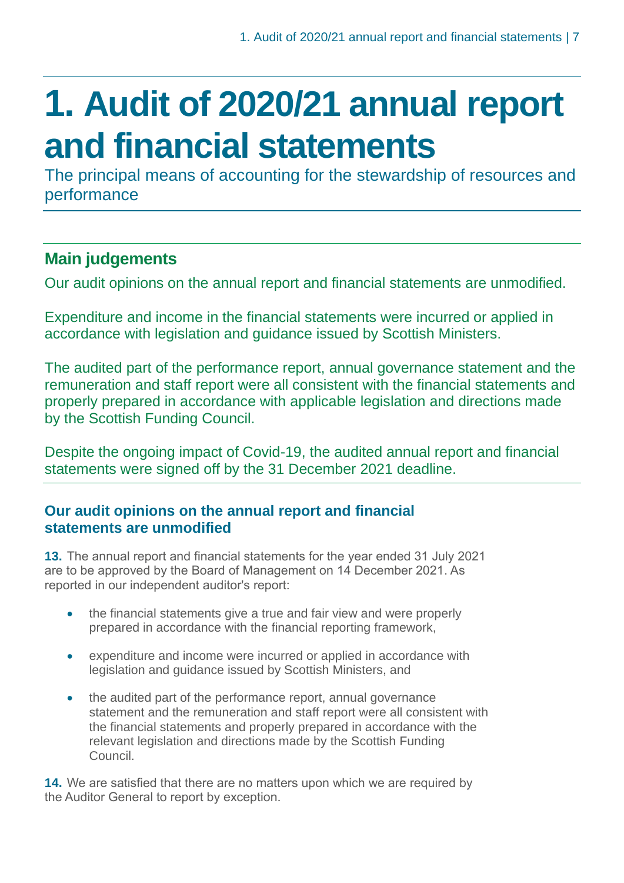# 1. Audit of 2020/21 annual report and financial statements

The principal means of accounting for the stewardship of resources and performance

## Main judgements

Our audit opinions on the annual report and financial statements are unmodified.

Expenditure and income in the financial statements were incurred or applied in accordance with legislation and guidance issued by Scottish Ministers.

The audited part of the performance report, annual governance statement and the remuneration and staff report were all consistent with the financial statements and properly prepared in accordance with applicable legislation and directions made by the Scottish Funding Council.

Despite the ongoing impact of Covid-19, the audited annual report and financial statements were signed off by the 31 December 2021 deadline.

### Our audit opinions on the annual report and financial statements are unmodified

**13.** The annual report and financial statements for the year ended 31 July 2021 are to be approved by the Board of Management on 14 December 2021. As reported in our independent auditor's report:

- the financial statements give a true and fair view and were properly prepared in accordance with the financial reporting framework,
- expenditure and income were incurred or applied in accordance with legislation and guidance issued by Scottish Ministers, and
- the audited part of the performance report, annual governance statement and the remuneration and staff report were all consistent with the financial statements and properly prepared in accordance with the relevant legislation and directions made by the Scottish Funding Council.

**14.** We are satisfied that there are no matters upon which we are required by the Auditor General to report by exception.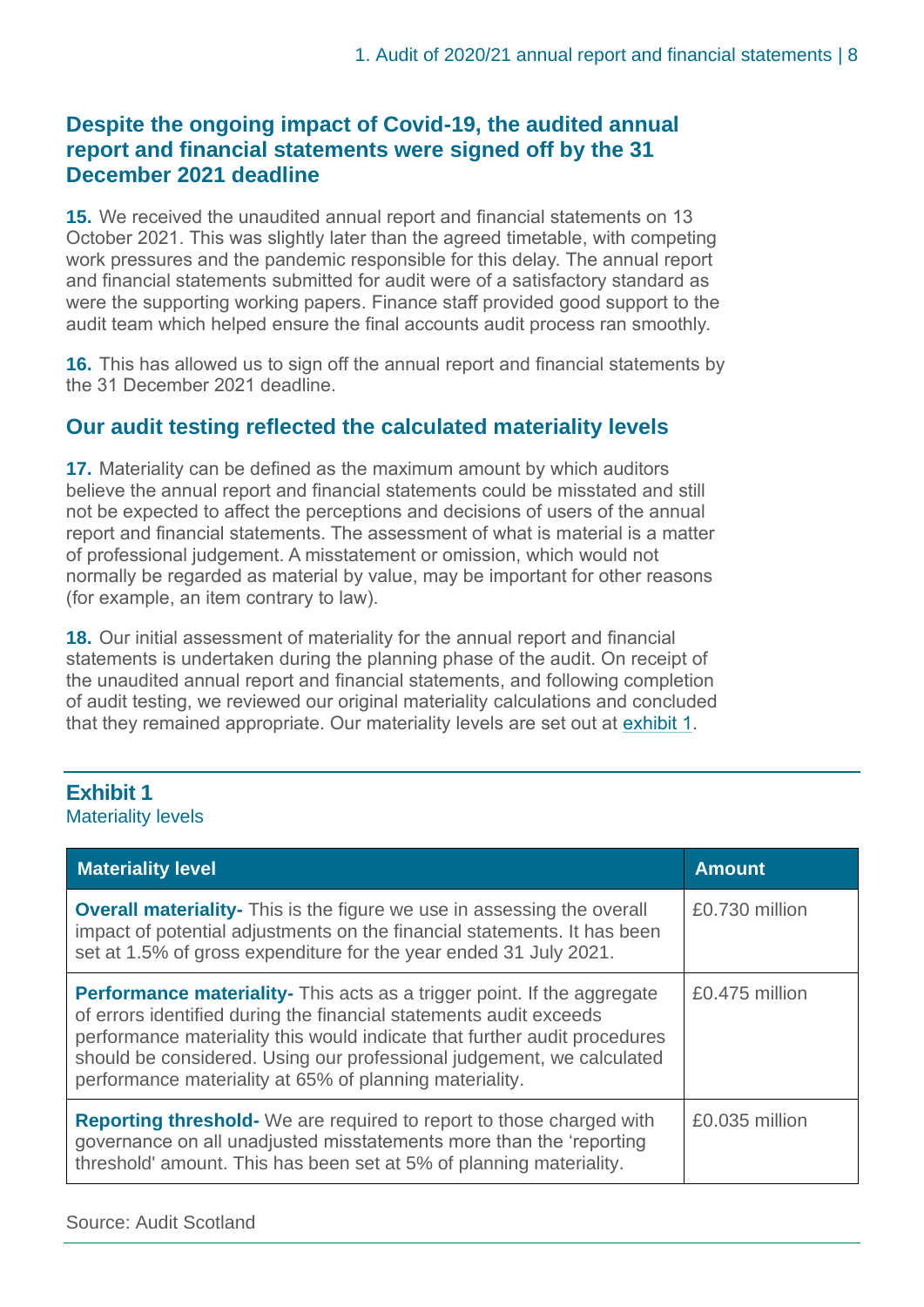## Despite the ongoing impact of Covid-19, the audited annual report and financial statements were signed off by the 31 December 2021 deadline

**15.** We received the unaudited annual report and financial statements on 13 October 2021. This was slightly later than the agreed timetable, with competing work pressures and the pandemic responsible for this delay. The annual report and financial statements submitted for audit were of a satisfactory standard as were the supporting working papers. Finance staff provided good support to the audit team which helped ensure the final accounts audit process ran smoothly.

**16.** This has allowed us to sign off the annual report and financial statements by the 31 December 2021 deadline.

## Our audit testing reflected the calculated materiality levels

**17.** Materiality can be defined as the maximum amount by which auditors believe the annual report and financial statements could be misstated and still not be expected to affect the perceptions and decisions of users of the annual report and financial statements. The assessment of what is material is a matter of professional judgement. A misstatement or omission, which would not normally be regarded as material by value, may be important for other reasons (for example, an item contrary to law).

**18.** Our initial assessment of materiality for the annual report and financial statements is undertaken during the planning phase of the audit. On receipt of the unaudited annual report and financial statements, and following completion of audit testing, we reviewed our original materiality calculations and concluded that they remained appropriate. Our materiality levels are set out at exhibit 1.

### Exhibit 1

Materiality levels

| Materiality level | Amount |
|---|---|
| **Overall materiality-** This is the figure we use in assessing the overall impact of potential adjustments on the financial statements. It has been set at 1.5% of gross expenditure for the year ended 31 July 2021. | £0.730 million |
| **Performance materiality-** This acts as a trigger point. If the aggregate of errors identified during the financial statements audit exceeds performance materiality this would indicate that further audit procedures should be considered. Using our professional judgement, we calculated performance materiality at 65% of planning materiality. | £0.475 million |
| **Reporting threshold-** We are required to report to those charged with governance on all unadjusted misstatements more than the 'reporting threshold' amount. This has been set at 5% of planning materiality. | £0.035 million |

Source: Audit Scotland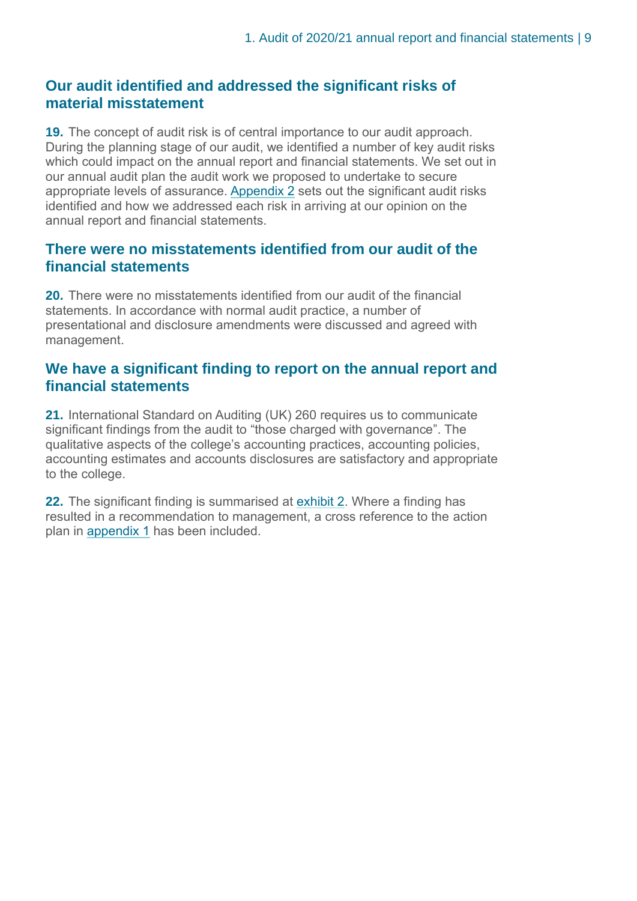## Our audit identified and addressed the significant risks of material misstatement

**19.** The concept of audit risk is of central importance to our audit approach. During the planning stage of our audit, we identified a number of key audit risks which could impact on the annual report and financial statements. We set out in our annual audit plan the audit work we proposed to undertake to secure appropriate levels of assurance. Appendix 2 sets out the significant audit risks identified and how we addressed each risk in arriving at our opinion on the annual report and financial statements.

## There were no misstatements identified from our audit of the financial statements

**20.** There were no misstatements identified from our audit of the financial statements. In accordance with normal audit practice, a number of presentational and disclosure amendments were discussed and agreed with management.

## We have a significant finding to report on the annual report and financial statements

**21.** International Standard on Auditing (UK) 260 requires us to communicate significant findings from the audit to "those charged with governance". The qualitative aspects of the college's accounting practices, accounting policies, accounting estimates and accounts disclosures are satisfactory and appropriate to the college.

**22.** The significant finding is summarised at exhibit 2. Where a finding has resulted in a recommendation to management, a cross reference to the action plan in appendix 1 has been included.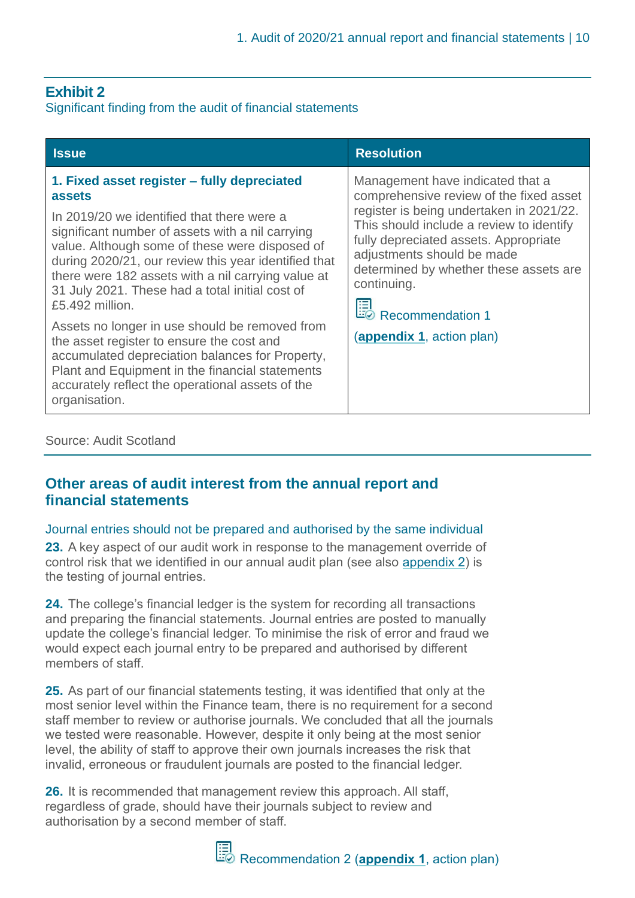## Exhibit 2

Significant finding from the audit of financial statements

| Issue | Resolution |
|---|---|
| **1. Fixed asset register – fully depreciated assets**<br><br>In 2019/20 we identified that there were a significant number of assets with a nil carrying value. Although some of these were disposed of during 2020/21, our review this year identified that there were 182 assets with a nil carrying value at 31 July 2021. These had a total initial cost of £5.492 million.<br><br>Assets no longer in use should be removed from the asset register to ensure the cost and accumulated depreciation balances for Property, Plant and Equipment in the financial statements accurately reflect the operational assets of the organisation. | Management have indicated that a comprehensive review of the fixed asset register is being undertaken in 2021/22. This should include a review to identify fully depreciated assets. Appropriate adjustments should be made determined by whether these assets are continuing.<br><br>Recommendation 1<br><br>(**appendix 1**, action plan) |

Source: Audit Scotland

## Other areas of audit interest from the annual report and financial statements

### Journal entries should not be prepared and authorised by the same individual

**23.** A key aspect of our audit work in response to the management override of control risk that we identified in our annual audit plan (see also appendix 2) is the testing of journal entries.

**24.** The college's financial ledger is the system for recording all transactions and preparing the financial statements. Journal entries are posted to manually update the college's financial ledger. To minimise the risk of error and fraud we would expect each journal entry to be prepared and authorised by different members of staff.

**25.** As part of our financial statements testing, it was identified that only at the most senior level within the Finance team, there is no requirement for a second staff member to review or authorise journals. We concluded that all the journals we tested were reasonable. However, despite it only being at the most senior level, the ability of staff to approve their own journals increases the risk that invalid, erroneous or fraudulent journals are posted to the financial ledger.

**26.** It is recommended that management review this approach. All staff, regardless of grade, should have their journals subject to review and authorisation by a second member of staff.

Recommendation 2 (**appendix 1**, action plan)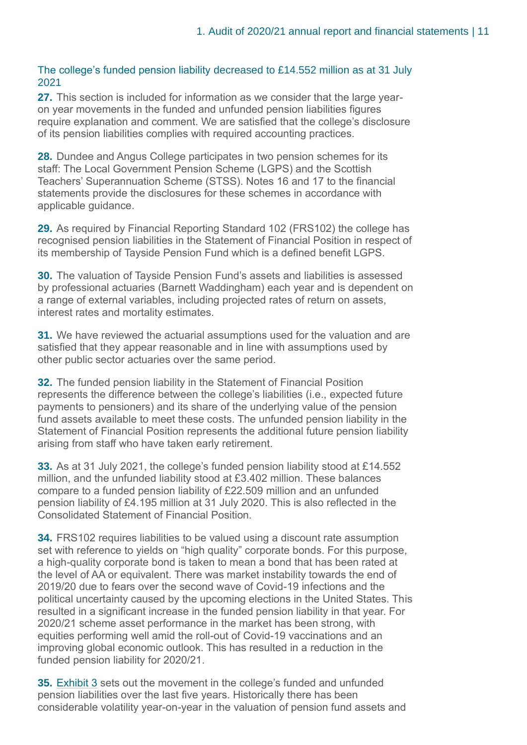### The college's funded pension liability decreased to £14.552 million as at 31 July 2021

**27.** This section is included for information as we consider that the large year-on year movements in the funded and unfunded pension liabilities figures require explanation and comment. We are satisfied that the college's disclosure of its pension liabilities complies with required accounting practices.

**28.** Dundee and Angus College participates in two pension schemes for its staff: The Local Government Pension Scheme (LGPS) and the Scottish Teachers' Superannuation Scheme (STSS). Notes 16 and 17 to the financial statements provide the disclosures for these schemes in accordance with applicable guidance.

**29.** As required by Financial Reporting Standard 102 (FRS102) the college has recognised pension liabilities in the Statement of Financial Position in respect of its membership of Tayside Pension Fund which is a defined benefit LGPS.

**30.** The valuation of Tayside Pension Fund's assets and liabilities is assessed by professional actuaries (Barnett Waddingham) each year and is dependent on a range of external variables, including projected rates of return on assets, interest rates and mortality estimates.

**31.** We have reviewed the actuarial assumptions used for the valuation and are satisfied that they appear reasonable and in line with assumptions used by other public sector actuaries over the same period.

**32.** The funded pension liability in the Statement of Financial Position represents the difference between the college's liabilities (i.e., expected future payments to pensioners) and its share of the underlying value of the pension fund assets available to meet these costs. The unfunded pension liability in the Statement of Financial Position represents the additional future pension liability arising from staff who have taken early retirement.

**33.** As at 31 July 2021, the college's funded pension liability stood at £14.552 million, and the unfunded liability stood at £3.402 million. These balances compare to a funded pension liability of £22.509 million and an unfunded pension liability of £4.195 million at 31 July 2020. This is also reflected in the Consolidated Statement of Financial Position.

**34.** FRS102 requires liabilities to be valued using a discount rate assumption set with reference to yields on "high quality" corporate bonds. For this purpose, a high-quality corporate bond is taken to mean a bond that has been rated at the level of AA or equivalent. There was market instability towards the end of 2019/20 due to fears over the second wave of Covid-19 infections and the political uncertainty caused by the upcoming elections in the United States. This resulted in a significant increase in the funded pension liability in that year. For 2020/21 scheme asset performance in the market has been strong, with equities performing well amid the roll-out of Covid-19 vaccinations and an improving global economic outlook. This has resulted in a reduction in the funded pension liability for 2020/21.

**35.** Exhibit 3 sets out the movement in the college's funded and unfunded pension liabilities over the last five years. Historically there has been considerable volatility year-on-year in the valuation of pension fund assets and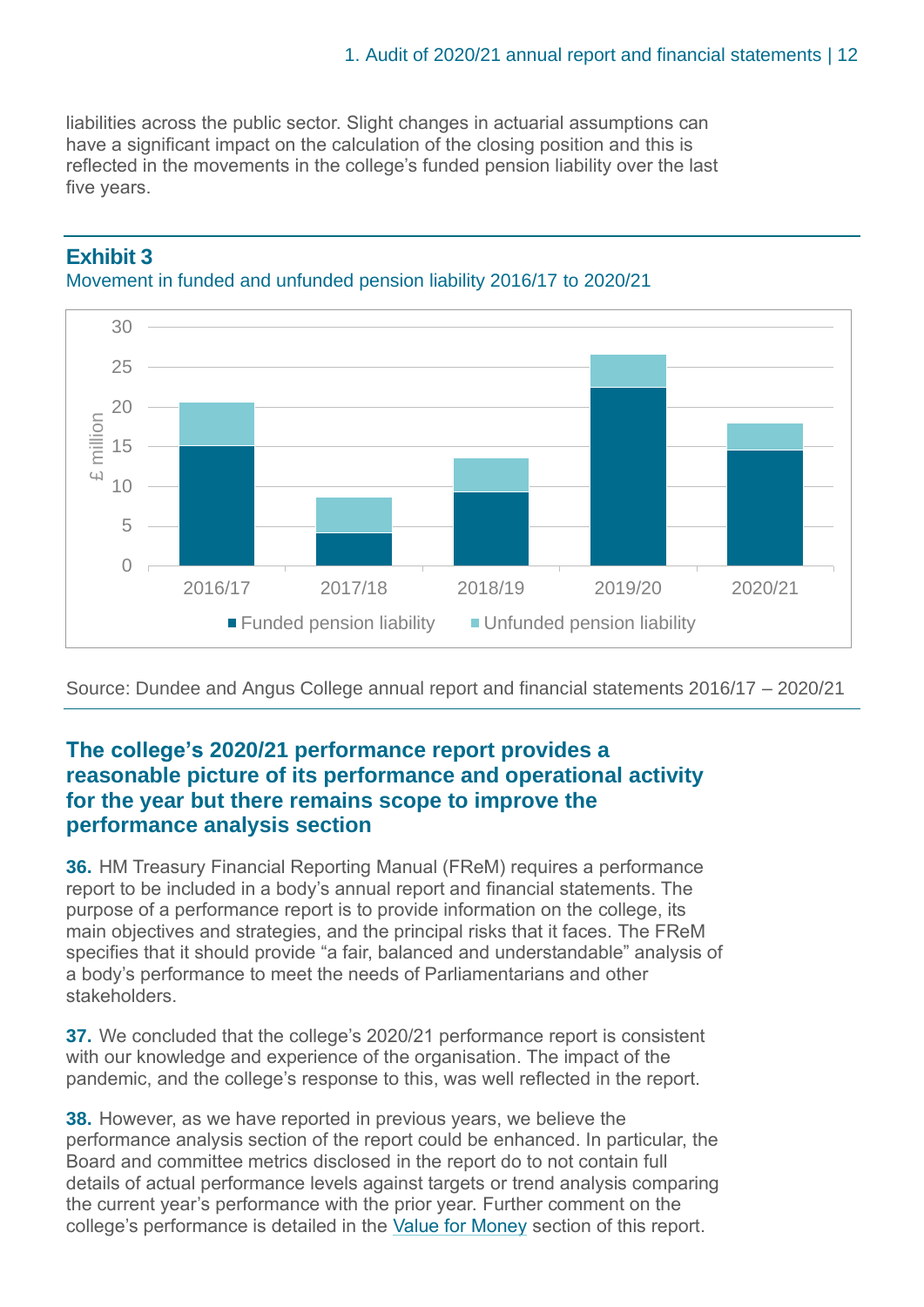liabilities across the public sector. Slight changes in actuarial assumptions can have a significant impact on the calculation of the closing position and this is reflected in the movements in the college's funded pension liability over the last five years.

**Exhibit 3**

Movement in funded and unfunded pension liability 2016/17 to 2020/21

Source: Dundee and Angus College annual report and financial statements 2016/17 – 2020/21

## The college's 2020/21 performance report provides a reasonable picture of its performance and operational activity for the year but there remains scope to improve the performance analysis section

**36.** HM Treasury Financial Reporting Manual (FReM) requires a performance report to be included in a body's annual report and financial statements. The purpose of a performance report is to provide information on the college, its main objectives and strategies, and the principal risks that it faces. The FReM specifies that it should provide "a fair, balanced and understandable" analysis of a body's performance to meet the needs of Parliamentarians and other stakeholders.

**37.** We concluded that the college's 2020/21 performance report is consistent with our knowledge and experience of the organisation. The impact of the pandemic, and the college's response to this, was well reflected in the report.

**38.** However, as we have reported in previous years, we believe the performance analysis section of the report could be enhanced. In particular, the Board and committee metrics disclosed in the report do to not contain full details of actual performance levels against targets or trend analysis comparing the current year's performance with the prior year. Further comment on the college's performance is detailed in the Value for Money section of this report.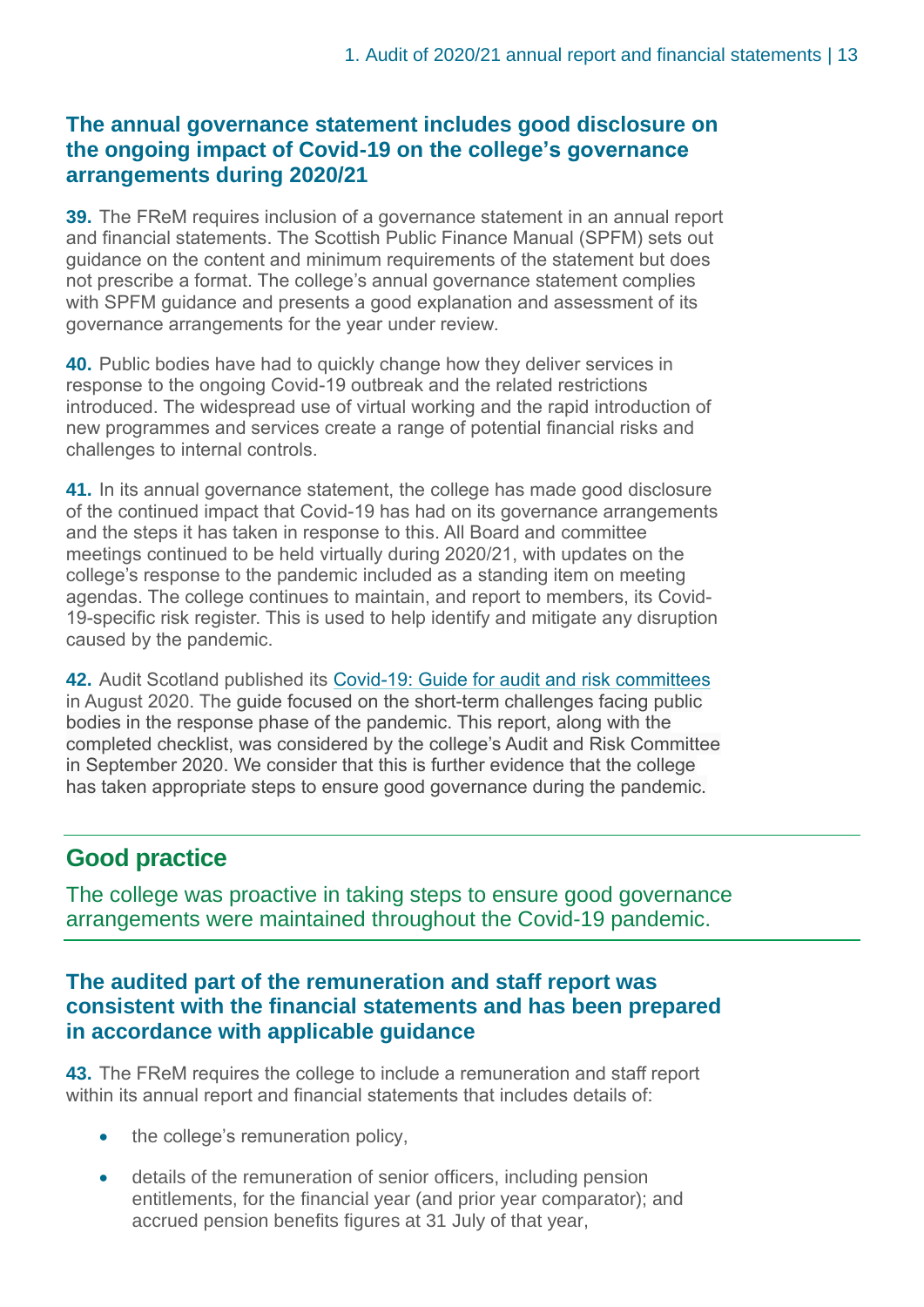### The annual governance statement includes good disclosure on the ongoing impact of Covid-19 on the college's governance arrangements during 2020/21

**39.** The FReM requires inclusion of a governance statement in an annual report and financial statements. The Scottish Public Finance Manual (SPFM) sets out guidance on the content and minimum requirements of the statement but does not prescribe a format. The college's annual governance statement complies with SPFM guidance and presents a good explanation and assessment of its governance arrangements for the year under review.

**40.** Public bodies have had to quickly change how they deliver services in response to the ongoing Covid-19 outbreak and the related restrictions introduced. The widespread use of virtual working and the rapid introduction of new programmes and services create a range of potential financial risks and challenges to internal controls.

**41.** In its annual governance statement, the college has made good disclosure of the continued impact that Covid-19 has had on its governance arrangements and the steps it has taken in response to this. All Board and committee meetings continued to be held virtually during 2020/21, with updates on the college's response to the pandemic included as a standing item on meeting agendas. The college continues to maintain, and report to members, its Covid-19-specific risk register. This is used to help identify and mitigate any disruption caused by the pandemic.

**42.** Audit Scotland published its Covid-19: Guide for audit and risk committees in August 2020. The guide focused on the short-term challenges facing public bodies in the response phase of the pandemic. This report, along with the completed checklist, was considered by the college's Audit and Risk Committee in September 2020. We consider that this is further evidence that the college has taken appropriate steps to ensure good governance during the pandemic.

## Good practice

The college was proactive in taking steps to ensure good governance arrangements were maintained throughout the Covid-19 pandemic.

### The audited part of the remuneration and staff report was consistent with the financial statements and has been prepared in accordance with applicable guidance

**43.** The FReM requires the college to include a remuneration and staff report within its annual report and financial statements that includes details of:

- the college's remuneration policy,
- details of the remuneration of senior officers, including pension entitlements, for the financial year (and prior year comparator); and accrued pension benefits figures at 31 July of that year,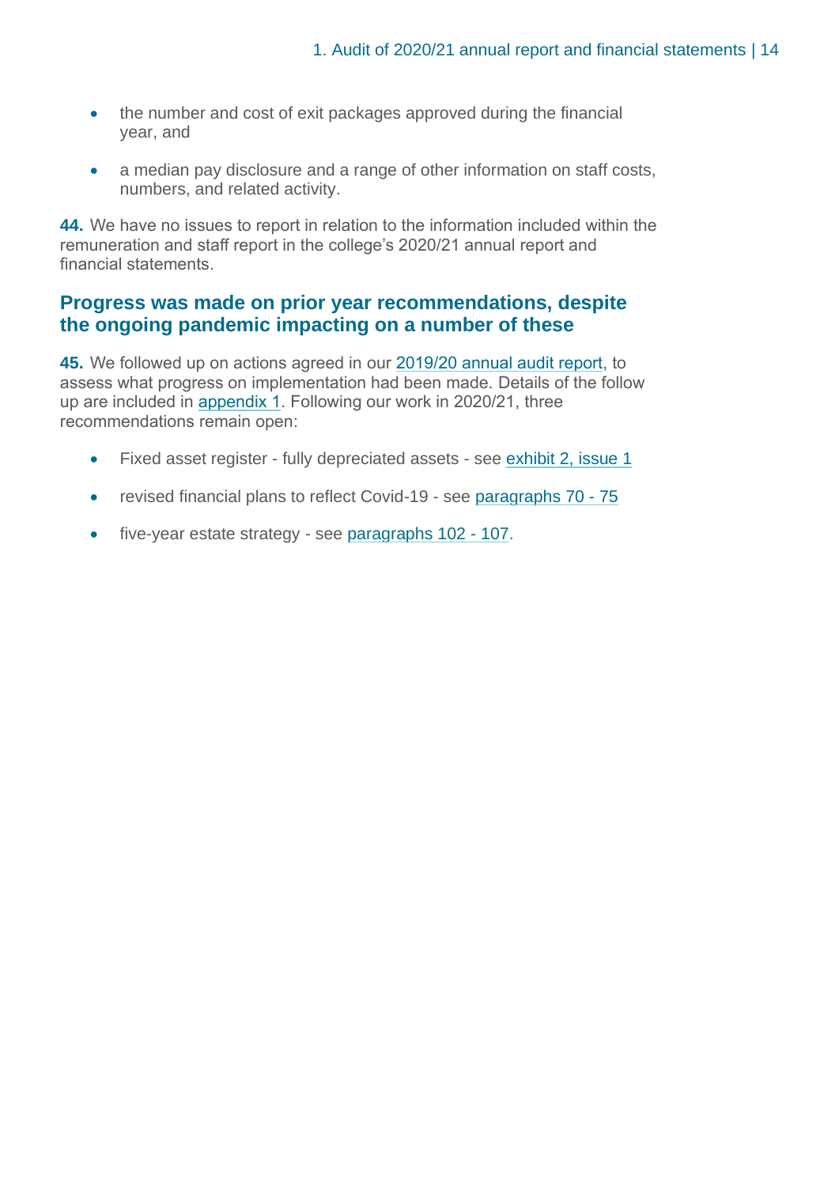- the number and cost of exit packages approved during the financial year, and
- a median pay disclosure and a range of other information on staff costs, numbers, and related activity.

**44.** We have no issues to report in relation to the information included within the remuneration and staff report in the college's 2020/21 annual report and financial statements.

## Progress was made on prior year recommendations, despite the ongoing pandemic impacting on a number of these

**45.** We followed up on actions agreed in our 2019/20 annual audit report, to assess what progress on implementation had been made. Details of the follow up are included in appendix 1. Following our work in 2020/21, three recommendations remain open:

- Fixed asset register - fully depreciated assets - see exhibit 2, issue 1
- revised financial plans to reflect Covid-19 - see paragraphs 70 - 75
- five-year estate strategy - see paragraphs 102 - 107.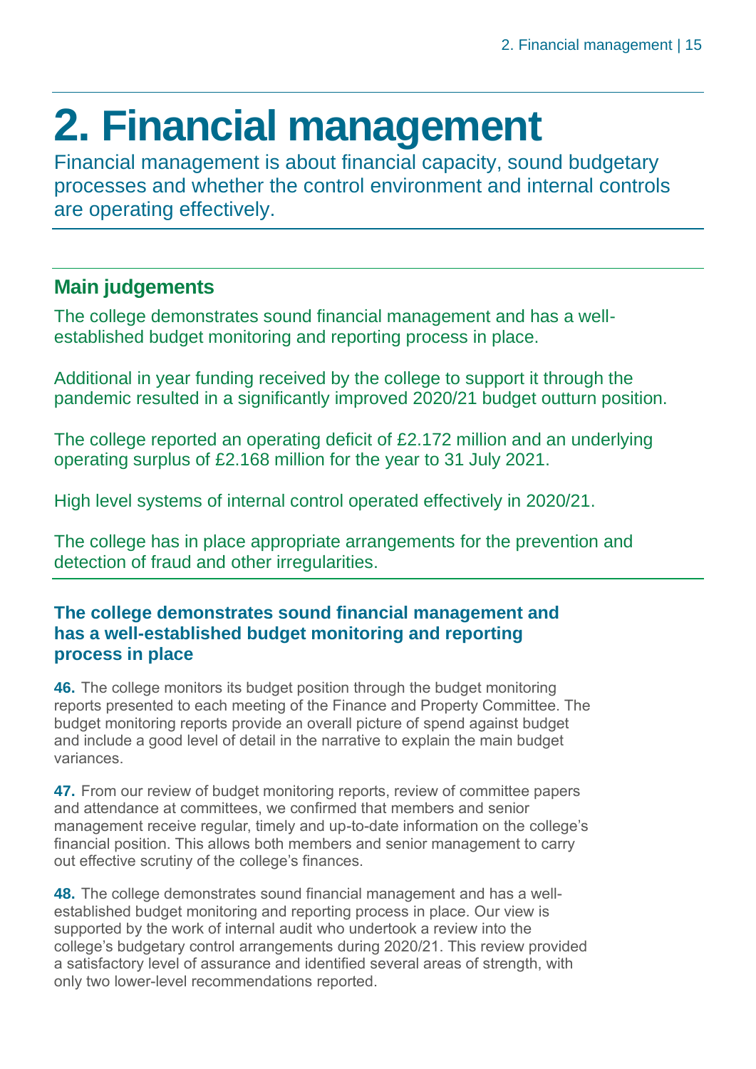# 2. Financial management

Financial management is about financial capacity, sound budgetary processes and whether the control environment and internal controls are operating effectively.

## Main judgements

The college demonstrates sound financial management and has a well-established budget monitoring and reporting process in place.

Additional in year funding received by the college to support it through the pandemic resulted in a significantly improved 2020/21 budget outturn position.

The college reported an operating deficit of £2.172 million and an underlying operating surplus of £2.168 million for the year to 31 July 2021.

High level systems of internal control operated effectively in 2020/21.

The college has in place appropriate arrangements for the prevention and detection of fraud and other irregularities.

### The college demonstrates sound financial management and has a well-established budget monitoring and reporting process in place

**46.** The college monitors its budget position through the budget monitoring reports presented to each meeting of the Finance and Property Committee. The budget monitoring reports provide an overall picture of spend against budget and include a good level of detail in the narrative to explain the main budget variances.

**47.** From our review of budget monitoring reports, review of committee papers and attendance at committees, we confirmed that members and senior management receive regular, timely and up-to-date information on the college's financial position. This allows both members and senior management to carry out effective scrutiny of the college's finances.

**48.** The college demonstrates sound financial management and has a well-established budget monitoring and reporting process in place. Our view is supported by the work of internal audit who undertook a review into the college's budgetary control arrangements during 2020/21. This review provided a satisfactory level of assurance and identified several areas of strength, with only two lower-level recommendations reported.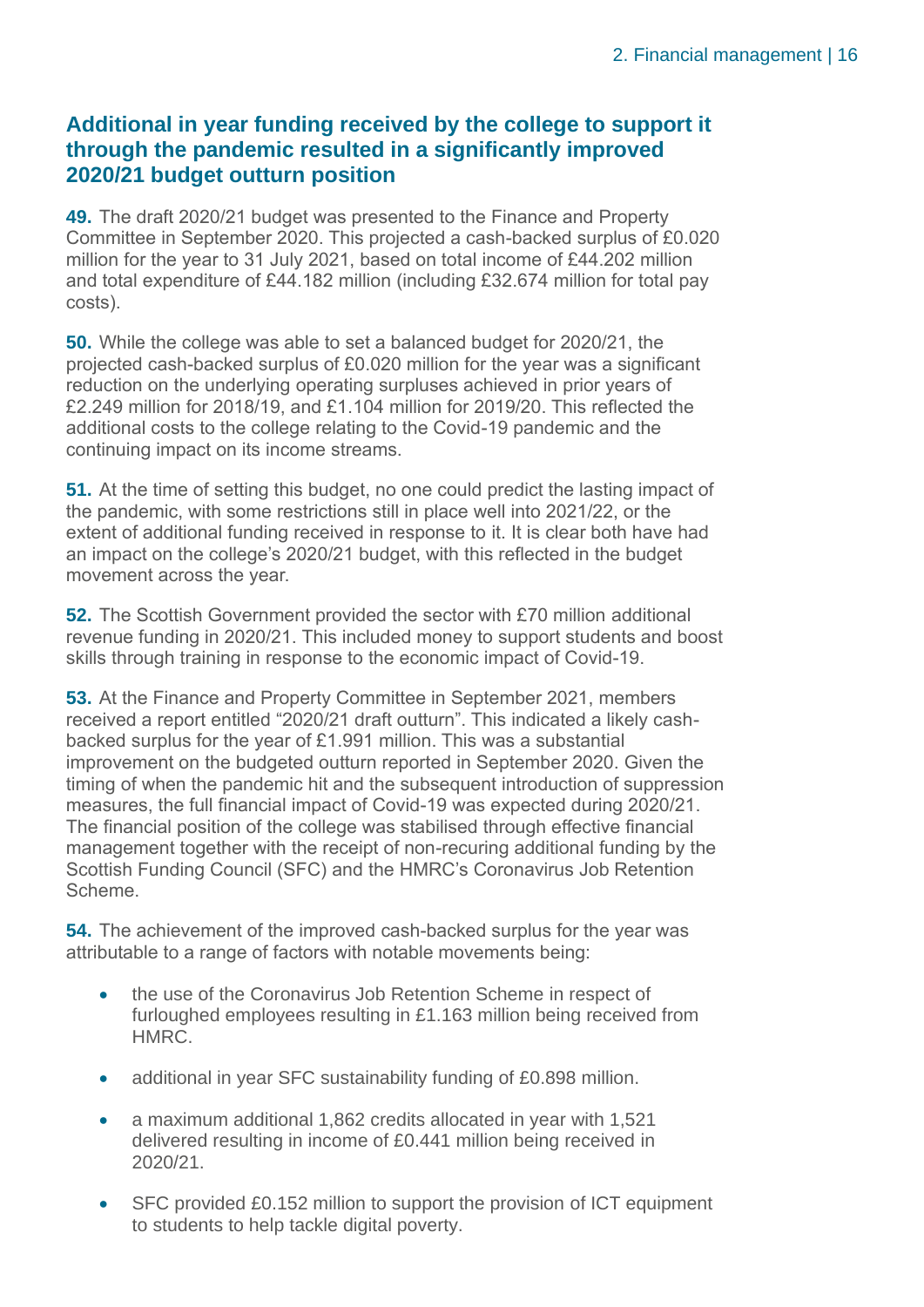## Additional in year funding received by the college to support it through the pandemic resulted in a significantly improved 2020/21 budget outturn position

**49.** The draft 2020/21 budget was presented to the Finance and Property Committee in September 2020. This projected a cash-backed surplus of £0.020 million for the year to 31 July 2021, based on total income of £44.202 million and total expenditure of £44.182 million (including £32.674 million for total pay costs).

**50.** While the college was able to set a balanced budget for 2020/21, the projected cash-backed surplus of £0.020 million for the year was a significant reduction on the underlying operating surpluses achieved in prior years of £2.249 million for 2018/19, and £1.104 million for 2019/20. This reflected the additional costs to the college relating to the Covid-19 pandemic and the continuing impact on its income streams.

**51.** At the time of setting this budget, no one could predict the lasting impact of the pandemic, with some restrictions still in place well into 2021/22, or the extent of additional funding received in response to it. It is clear both have had an impact on the college's 2020/21 budget, with this reflected in the budget movement across the year.

**52.** The Scottish Government provided the sector with £70 million additional revenue funding in 2020/21. This included money to support students and boost skills through training in response to the economic impact of Covid-19.

**53.** At the Finance and Property Committee in September 2021, members received a report entitled "2020/21 draft outturn". This indicated a likely cash-backed surplus for the year of £1.991 million. This was a substantial improvement on the budgeted outturn reported in September 2020. Given the timing of when the pandemic hit and the subsequent introduction of suppression measures, the full financial impact of Covid-19 was expected during 2020/21. The financial position of the college was stabilised through effective financial management together with the receipt of non-recuring additional funding by the Scottish Funding Council (SFC) and the HMRC's Coronavirus Job Retention Scheme.

**54.** The achievement of the improved cash-backed surplus for the year was attributable to a range of factors with notable movements being:

- the use of the Coronavirus Job Retention Scheme in respect of furloughed employees resulting in £1.163 million being received from HMRC.
- additional in year SFC sustainability funding of £0.898 million.
- a maximum additional 1,862 credits allocated in year with 1,521 delivered resulting in income of £0.441 million being received in 2020/21.
- SFC provided £0.152 million to support the provision of ICT equipment to students to help tackle digital poverty.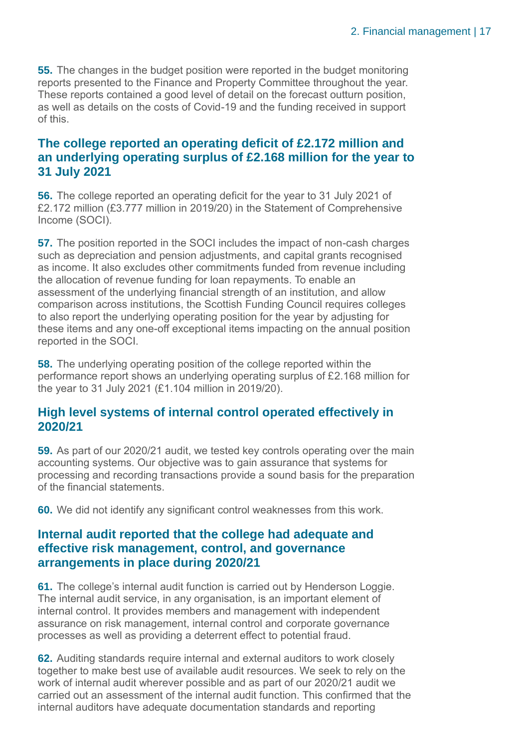**55.** The changes in the budget position were reported in the budget monitoring reports presented to the Finance and Property Committee throughout the year. These reports contained a good level of detail on the forecast outturn position, as well as details on the costs of Covid-19 and the funding received in support of this.

## The college reported an operating deficit of £2.172 million and an underlying operating surplus of £2.168 million for the year to 31 July 2021

**56.** The college reported an operating deficit for the year to 31 July 2021 of £2.172 million (£3.777 million in 2019/20) in the Statement of Comprehensive Income (SOCI).

**57.** The position reported in the SOCI includes the impact of non-cash charges such as depreciation and pension adjustments, and capital grants recognised as income. It also excludes other commitments funded from revenue including the allocation of revenue funding for loan repayments. To enable an assessment of the underlying financial strength of an institution, and allow comparison across institutions, the Scottish Funding Council requires colleges to also report the underlying operating position for the year by adjusting for these items and any one-off exceptional items impacting on the annual position reported in the SOCI.

**58.** The underlying operating position of the college reported within the performance report shows an underlying operating surplus of £2.168 million for the year to 31 July 2021 (£1.104 million in 2019/20).

## High level systems of internal control operated effectively in 2020/21

**59.** As part of our 2020/21 audit, we tested key controls operating over the main accounting systems. Our objective was to gain assurance that systems for processing and recording transactions provide a sound basis for the preparation of the financial statements.

**60.** We did not identify any significant control weaknesses from this work.

## Internal audit reported that the college had adequate and effective risk management, control, and governance arrangements in place during 2020/21

**61.** The college's internal audit function is carried out by Henderson Loggie. The internal audit service, in any organisation, is an important element of internal control. It provides members and management with independent assurance on risk management, internal control and corporate governance processes as well as providing a deterrent effect to potential fraud.

**62.** Auditing standards require internal and external auditors to work closely together to make best use of available audit resources. We seek to rely on the work of internal audit wherever possible and as part of our 2020/21 audit we carried out an assessment of the internal audit function. This confirmed that the internal auditors have adequate documentation standards and reporting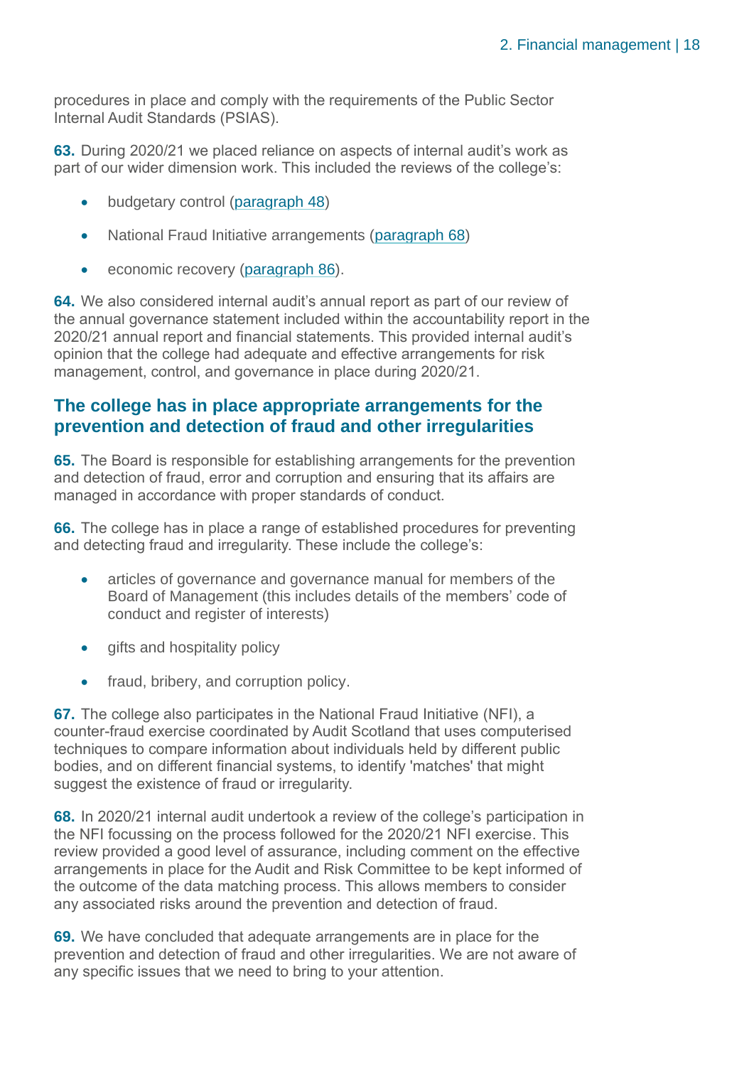procedures in place and comply with the requirements of the Public Sector Internal Audit Standards (PSIAS).

**63.** During 2020/21 we placed reliance on aspects of internal audit's work as part of our wider dimension work. This included the reviews of the college's:

- budgetary control (paragraph 48)
- National Fraud Initiative arrangements (paragraph 68)
- economic recovery (paragraph 86).

**64.** We also considered internal audit's annual report as part of our review of the annual governance statement included within the accountability report in the 2020/21 annual report and financial statements. This provided internal audit's opinion that the college had adequate and effective arrangements for risk management, control, and governance in place during 2020/21.

## The college has in place appropriate arrangements for the prevention and detection of fraud and other irregularities

**65.** The Board is responsible for establishing arrangements for the prevention and detection of fraud, error and corruption and ensuring that its affairs are managed in accordance with proper standards of conduct.

**66.** The college has in place a range of established procedures for preventing and detecting fraud and irregularity. These include the college's:

- articles of governance and governance manual for members of the Board of Management (this includes details of the members' code of conduct and register of interests)
- gifts and hospitality policy
- fraud, bribery, and corruption policy.

**67.** The college also participates in the National Fraud Initiative (NFI), a counter-fraud exercise coordinated by Audit Scotland that uses computerised techniques to compare information about individuals held by different public bodies, and on different financial systems, to identify 'matches' that might suggest the existence of fraud or irregularity.

**68.** In 2020/21 internal audit undertook a review of the college's participation in the NFI focussing on the process followed for the 2020/21 NFI exercise. This review provided a good level of assurance, including comment on the effective arrangements in place for the Audit and Risk Committee to be kept informed of the outcome of the data matching process. This allows members to consider any associated risks around the prevention and detection of fraud.

**69.** We have concluded that adequate arrangements are in place for the prevention and detection of fraud and other irregularities. We are not aware of any specific issues that we need to bring to your attention.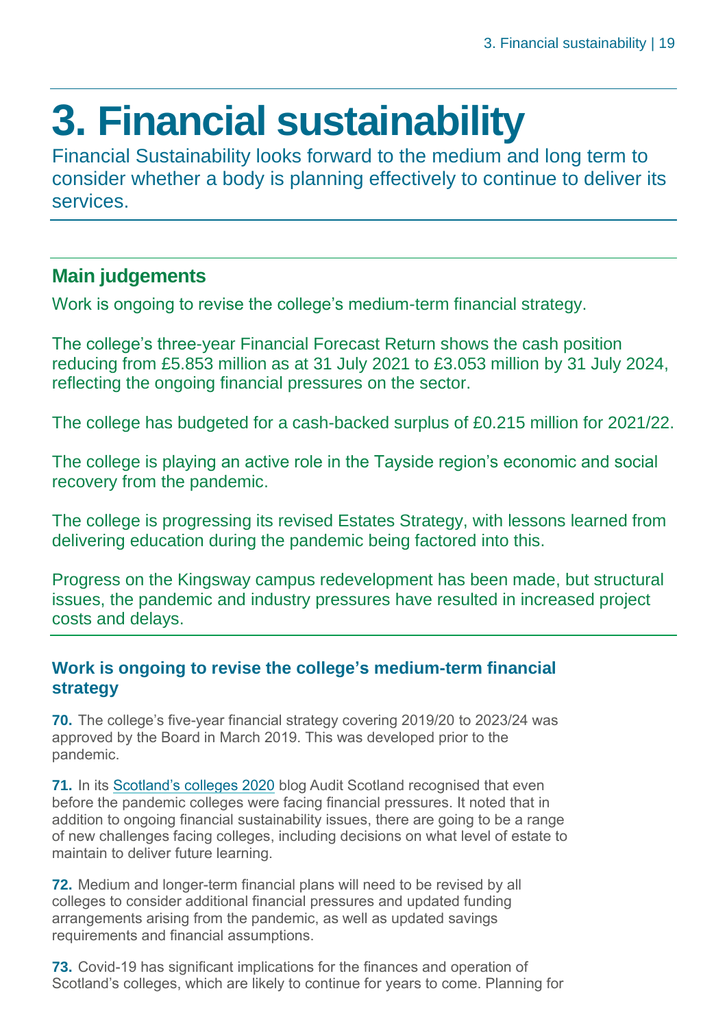# 3. Financial sustainability

Financial Sustainability looks forward to the medium and long term to consider whether a body is planning effectively to continue to deliver its services.

## Main judgements

Work is ongoing to revise the college's medium-term financial strategy.

The college's three-year Financial Forecast Return shows the cash position reducing from £5.853 million as at 31 July 2021 to £3.053 million by 31 July 2024, reflecting the ongoing financial pressures on the sector.

The college has budgeted for a cash-backed surplus of £0.215 million for 2021/22.

The college is playing an active role in the Tayside region's economic and social recovery from the pandemic.

The college is progressing its revised Estates Strategy, with lessons learned from delivering education during the pandemic being factored into this.

Progress on the Kingsway campus redevelopment has been made, but structural issues, the pandemic and industry pressures have resulted in increased project costs and delays.

### Work is ongoing to revise the college's medium-term financial strategy

**70.** The college's five-year financial strategy covering 2019/20 to 2023/24 was approved by the Board in March 2019. This was developed prior to the pandemic.

**71.** In its Scotland's colleges 2020 blog Audit Scotland recognised that even before the pandemic colleges were facing financial pressures. It noted that in addition to ongoing financial sustainability issues, there are going to be a range of new challenges facing colleges, including decisions on what level of estate to maintain to deliver future learning.

**72.** Medium and longer-term financial plans will need to be revised by all colleges to consider additional financial pressures and updated funding arrangements arising from the pandemic, as well as updated savings requirements and financial assumptions.

**73.** Covid-19 has significant implications for the finances and operation of Scotland's colleges, which are likely to continue for years to come. Planning for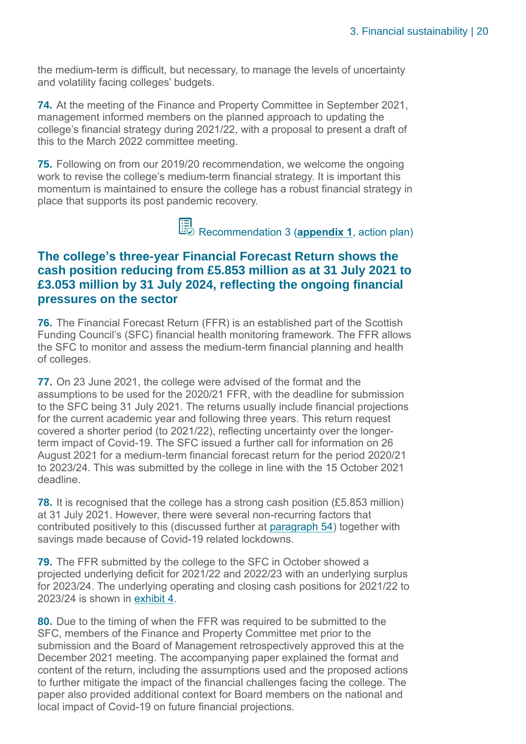the medium-term is difficult, but necessary, to manage the levels of uncertainty and volatility facing colleges' budgets.

**74.** At the meeting of the Finance and Property Committee in September 2021, management informed members on the planned approach to updating the college's financial strategy during 2021/22, with a proposal to present a draft of this to the March 2022 committee meeting.

**75.** Following on from our 2019/20 recommendation, we welcome the ongoing work to revise the college's medium-term financial strategy. It is important this momentum is maintained to ensure the college has a robust financial strategy in place that supports its post pandemic recovery.

Recommendation 3 (**appendix 1**, action plan)

## The college's three-year Financial Forecast Return shows the cash position reducing from £5.853 million as at 31 July 2021 to £3.053 million by 31 July 2024, reflecting the ongoing financial pressures on the sector

**76.** The Financial Forecast Return (FFR) is an established part of the Scottish Funding Council's (SFC) financial health monitoring framework. The FFR allows the SFC to monitor and assess the medium-term financial planning and health of colleges.

**77.** On 23 June 2021, the college were advised of the format and the assumptions to be used for the 2020/21 FFR, with the deadline for submission to the SFC being 31 July 2021. The returns usually include financial projections for the current academic year and following three years. This return request covered a shorter period (to 2021/22), reflecting uncertainty over the longer-term impact of Covid-19. The SFC issued a further call for information on 26 August 2021 for a medium-term financial forecast return for the period 2020/21 to 2023/24. This was submitted by the college in line with the 15 October 2021 deadline.

**78.** It is recognised that the college has a strong cash position (£5.853 million) at 31 July 2021. However, there were several non-recurring factors that contributed positively to this (discussed further at paragraph 54) together with savings made because of Covid-19 related lockdowns.

**79.** The FFR submitted by the college to the SFC in October showed a projected underlying deficit for 2021/22 and 2022/23 with an underlying surplus for 2023/24. The underlying operating and closing cash positions for 2021/22 to 2023/24 is shown in exhibit 4.

**80.** Due to the timing of when the FFR was required to be submitted to the SFC, members of the Finance and Property Committee met prior to the submission and the Board of Management retrospectively approved this at the December 2021 meeting. The accompanying paper explained the format and content of the return, including the assumptions used and the proposed actions to further mitigate the impact of the financial challenges facing the college. The paper also provided additional context for Board members on the national and local impact of Covid-19 on future financial projections.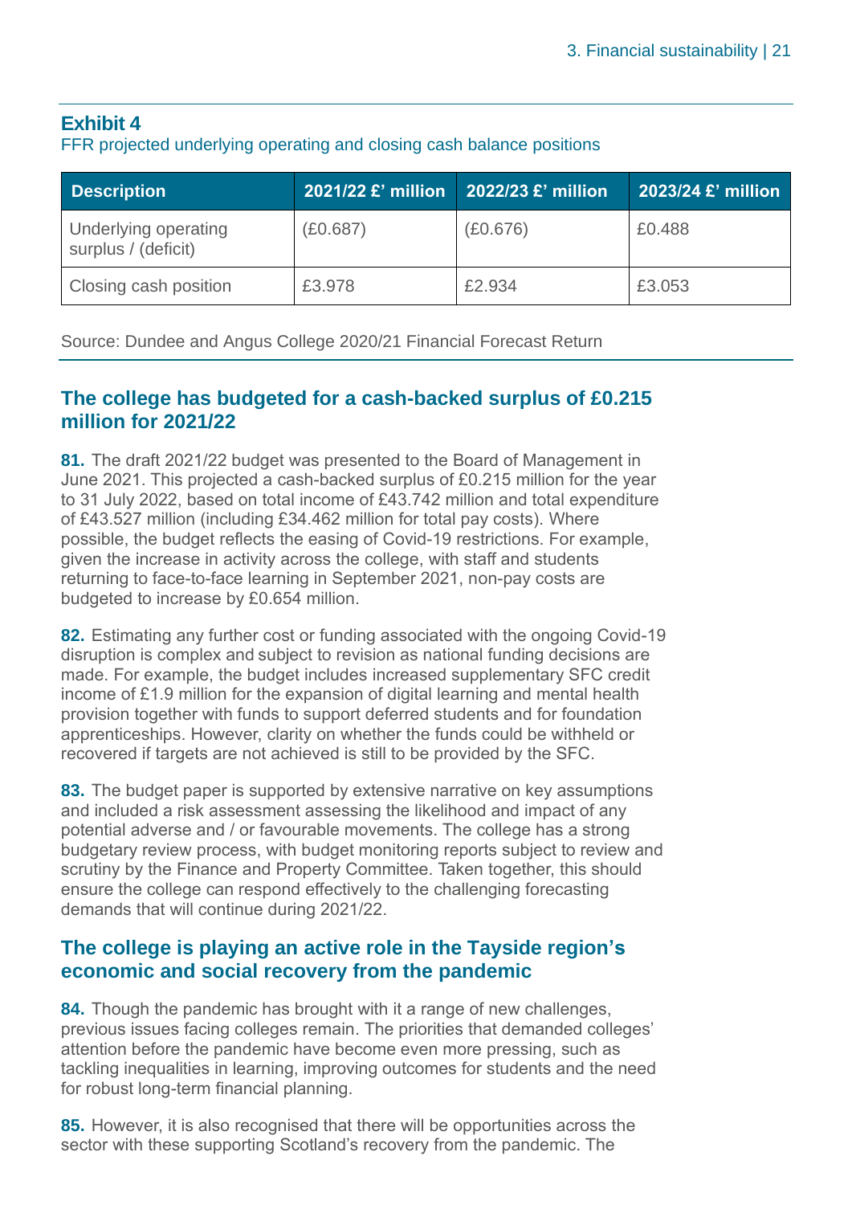**Exhibit 4**

FFR projected underlying operating and closing cash balance positions

| Description | 2021/22 £' million | 2022/23 £' million | 2023/24 £' million |
| --- | --- | --- | --- |
| Underlying operating surplus / (deficit) | (£0.687) | (£0.676) | £0.488 |
| Closing cash position | £3.978 | £2.934 | £3.053 |

Source: Dundee and Angus College 2020/21 Financial Forecast Return

## The college has budgeted for a cash-backed surplus of £0.215 million for 2021/22

**81.** The draft 2021/22 budget was presented to the Board of Management in June 2021. This projected a cash-backed surplus of £0.215 million for the year to 31 July 2022, based on total income of £43.742 million and total expenditure of £43.527 million (including £34.462 million for total pay costs). Where possible, the budget reflects the easing of Covid-19 restrictions. For example, given the increase in activity across the college, with staff and students returning to face-to-face learning in September 2021, non-pay costs are budgeted to increase by £0.654 million.

**82.** Estimating any further cost or funding associated with the ongoing Covid-19 disruption is complex and subject to revision as national funding decisions are made. For example, the budget includes increased supplementary SFC credit income of £1.9 million for the expansion of digital learning and mental health provision together with funds to support deferred students and for foundation apprenticeships. However, clarity on whether the funds could be withheld or recovered if targets are not achieved is still to be provided by the SFC.

**83.** The budget paper is supported by extensive narrative on key assumptions and included a risk assessment assessing the likelihood and impact of any potential adverse and / or favourable movements. The college has a strong budgetary review process, with budget monitoring reports subject to review and scrutiny by the Finance and Property Committee. Taken together, this should ensure the college can respond effectively to the challenging forecasting demands that will continue during 2021/22.

## The college is playing an active role in the Tayside region's economic and social recovery from the pandemic

**84.** Though the pandemic has brought with it a range of new challenges, previous issues facing colleges remain. The priorities that demanded colleges' attention before the pandemic have become even more pressing, such as tackling inequalities in learning, improving outcomes for students and the need for robust long-term financial planning.

**85.** However, it is also recognised that there will be opportunities across the sector with these supporting Scotland's recovery from the pandemic. The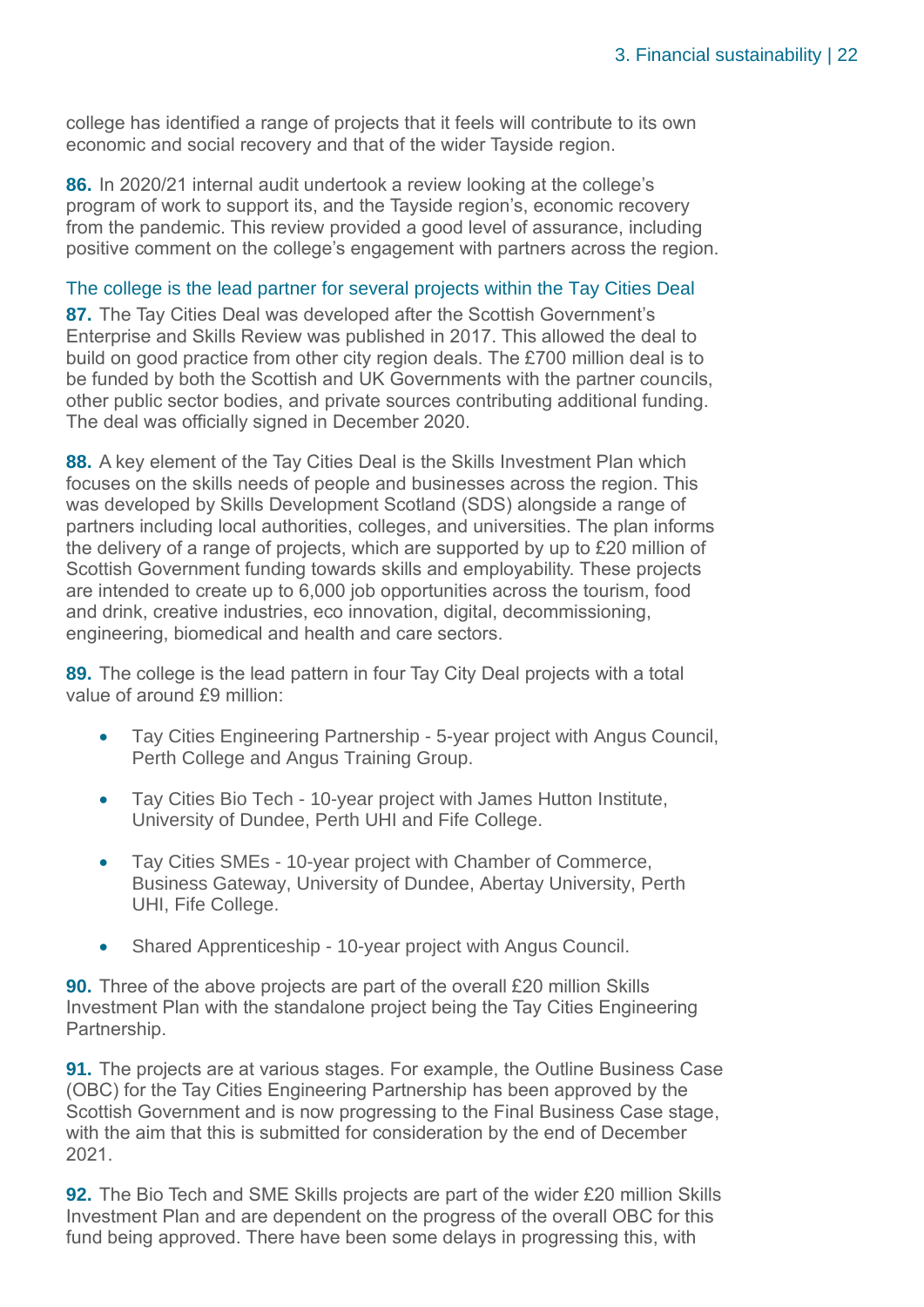college has identified a range of projects that it feels will contribute to its own economic and social recovery and that of the wider Tayside region.

**86.** In 2020/21 internal audit undertook a review looking at the college's program of work to support its, and the Tayside region's, economic recovery from the pandemic. This review provided a good level of assurance, including positive comment on the college's engagement with partners across the region.

### The college is the lead partner for several projects within the Tay Cities Deal

**87.** The Tay Cities Deal was developed after the Scottish Government's Enterprise and Skills Review was published in 2017. This allowed the deal to build on good practice from other city region deals. The £700 million deal is to be funded by both the Scottish and UK Governments with the partner councils, other public sector bodies, and private sources contributing additional funding. The deal was officially signed in December 2020.

**88.** A key element of the Tay Cities Deal is the Skills Investment Plan which focuses on the skills needs of people and businesses across the region. This was developed by Skills Development Scotland (SDS) alongside a range of partners including local authorities, colleges, and universities. The plan informs the delivery of a range of projects, which are supported by up to £20 million of Scottish Government funding towards skills and employability. These projects are intended to create up to 6,000 job opportunities across the tourism, food and drink, creative industries, eco innovation, digital, decommissioning, engineering, biomedical and health and care sectors.

**89.** The college is the lead pattern in four Tay City Deal projects with a total value of around £9 million:

- Tay Cities Engineering Partnership - 5-year project with Angus Council, Perth College and Angus Training Group.
- Tay Cities Bio Tech - 10-year project with James Hutton Institute, University of Dundee, Perth UHI and Fife College.
- Tay Cities SMEs - 10-year project with Chamber of Commerce, Business Gateway, University of Dundee, Abertay University, Perth UHI, Fife College.
- Shared Apprenticeship - 10-year project with Angus Council.

**90.** Three of the above projects are part of the overall £20 million Skills Investment Plan with the standalone project being the Tay Cities Engineering Partnership.

**91.** The projects are at various stages. For example, the Outline Business Case (OBC) for the Tay Cities Engineering Partnership has been approved by the Scottish Government and is now progressing to the Final Business Case stage, with the aim that this is submitted for consideration by the end of December 2021.

**92.** The Bio Tech and SME Skills projects are part of the wider £20 million Skills Investment Plan and are dependent on the progress of the overall OBC for this fund being approved. There have been some delays in progressing this, with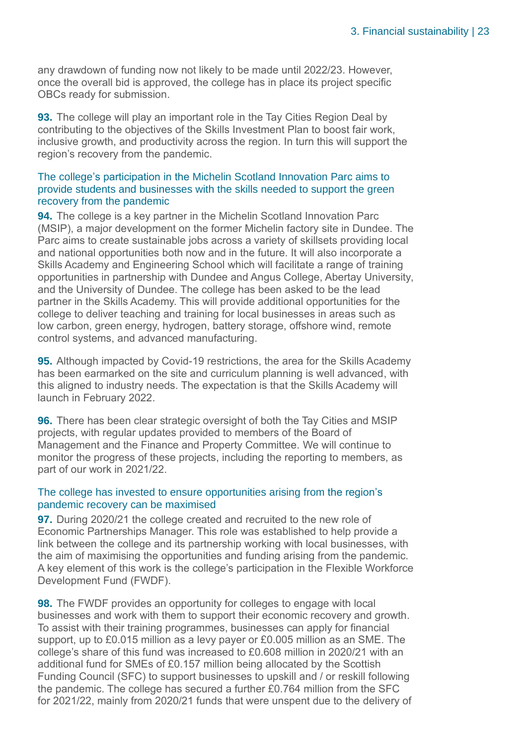any drawdown of funding now not likely to be made until 2022/23. However, once the overall bid is approved, the college has in place its project specific OBCs ready for submission.

**93.** The college will play an important role in the Tay Cities Region Deal by contributing to the objectives of the Skills Investment Plan to boost fair work, inclusive growth, and productivity across the region. In turn this will support the region's recovery from the pandemic.

### The college's participation in the Michelin Scotland Innovation Parc aims to provide students and businesses with the skills needed to support the green recovery from the pandemic

**94.** The college is a key partner in the Michelin Scotland Innovation Parc (MSIP), a major development on the former Michelin factory site in Dundee. The Parc aims to create sustainable jobs across a variety of skillsets providing local and national opportunities both now and in the future. It will also incorporate a Skills Academy and Engineering School which will facilitate a range of training opportunities in partnership with Dundee and Angus College, Abertay University, and the University of Dundee. The college has been asked to be the lead partner in the Skills Academy. This will provide additional opportunities for the college to deliver teaching and training for local businesses in areas such as low carbon, green energy, hydrogen, battery storage, offshore wind, remote control systems, and advanced manufacturing.

**95.** Although impacted by Covid-19 restrictions, the area for the Skills Academy has been earmarked on the site and curriculum planning is well advanced, with this aligned to industry needs. The expectation is that the Skills Academy will launch in February 2022.

**96.** There has been clear strategic oversight of both the Tay Cities and MSIP projects, with regular updates provided to members of the Board of Management and the Finance and Property Committee. We will continue to monitor the progress of these projects, including the reporting to members, as part of our work in 2021/22.

### The college has invested to ensure opportunities arising from the region's pandemic recovery can be maximised

**97.** During 2020/21 the college created and recruited to the new role of Economic Partnerships Manager. This role was established to help provide a link between the college and its partnership working with local businesses, with the aim of maximising the opportunities and funding arising from the pandemic. A key element of this work is the college's participation in the Flexible Workforce Development Fund (FWDF).

**98.** The FWDF provides an opportunity for colleges to engage with local businesses and work with them to support their economic recovery and growth. To assist with their training programmes, businesses can apply for financial support, up to £0.015 million as a levy payer or £0.005 million as an SME. The college's share of this fund was increased to £0.608 million in 2020/21 with an additional fund for SMEs of £0.157 million being allocated by the Scottish Funding Council (SFC) to support businesses to upskill and / or reskill following the pandemic. The college has secured a further £0.764 million from the SFC for 2021/22, mainly from 2020/21 funds that were unspent due to the delivery of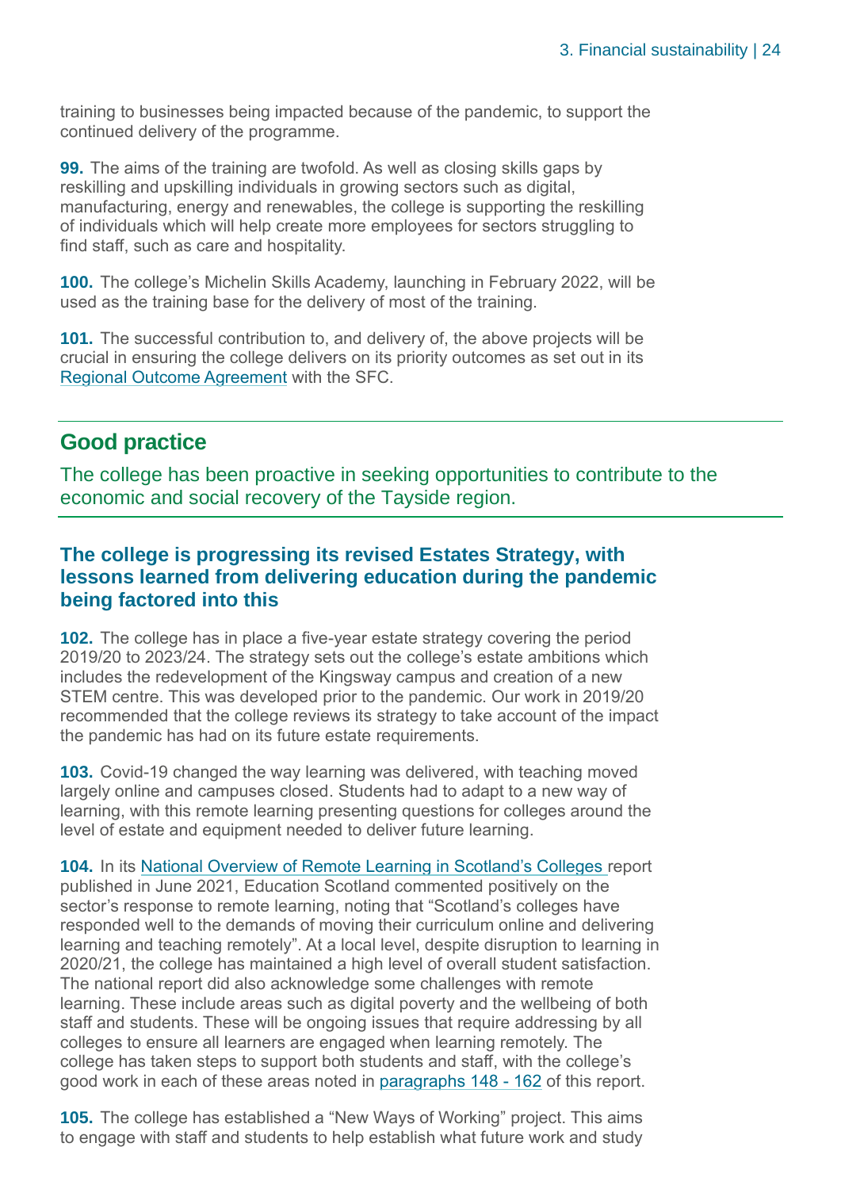training to businesses being impacted because of the pandemic, to support the continued delivery of the programme.

**99.** The aims of the training are twofold. As well as closing skills gaps by reskilling and upskilling individuals in growing sectors such as digital, manufacturing, energy and renewables, the college is supporting the reskilling of individuals which will help create more employees for sectors struggling to find staff, such as care and hospitality.

**100.** The college's Michelin Skills Academy, launching in February 2022, will be used as the training base for the delivery of most of the training.

**101.** The successful contribution to, and delivery of, the above projects will be crucial in ensuring the college delivers on its priority outcomes as set out in its Regional Outcome Agreement with the SFC.

---

## Good practice

The college has been proactive in seeking opportunities to contribute to the economic and social recovery of the Tayside region.

---

### The college is progressing its revised Estates Strategy, with lessons learned from delivering education during the pandemic being factored into this

**102.** The college has in place a five-year estate strategy covering the period 2019/20 to 2023/24. The strategy sets out the college's estate ambitions which includes the redevelopment of the Kingsway campus and creation of a new STEM centre. This was developed prior to the pandemic. Our work in 2019/20 recommended that the college reviews its strategy to take account of the impact the pandemic has had on its future estate requirements.

**103.** Covid-19 changed the way learning was delivered, with teaching moved largely online and campuses closed. Students had to adapt to a new way of learning, with this remote learning presenting questions for colleges around the level of estate and equipment needed to deliver future learning.

**104.** In its National Overview of Remote Learning in Scotland's Colleges report published in June 2021, Education Scotland commented positively on the sector's response to remote learning, noting that "Scotland's colleges have responded well to the demands of moving their curriculum online and delivering learning and teaching remotely". At a local level, despite disruption to learning in 2020/21, the college has maintained a high level of overall student satisfaction. The national report did also acknowledge some challenges with remote learning. These include areas such as digital poverty and the wellbeing of both staff and students. These will be ongoing issues that require addressing by all colleges to ensure all learners are engaged when learning remotely. The college has taken steps to support both students and staff, with the college's good work in each of these areas noted in paragraphs 148 - 162 of this report.

**105.** The college has established a "New Ways of Working" project. This aims to engage with staff and students to help establish what future work and study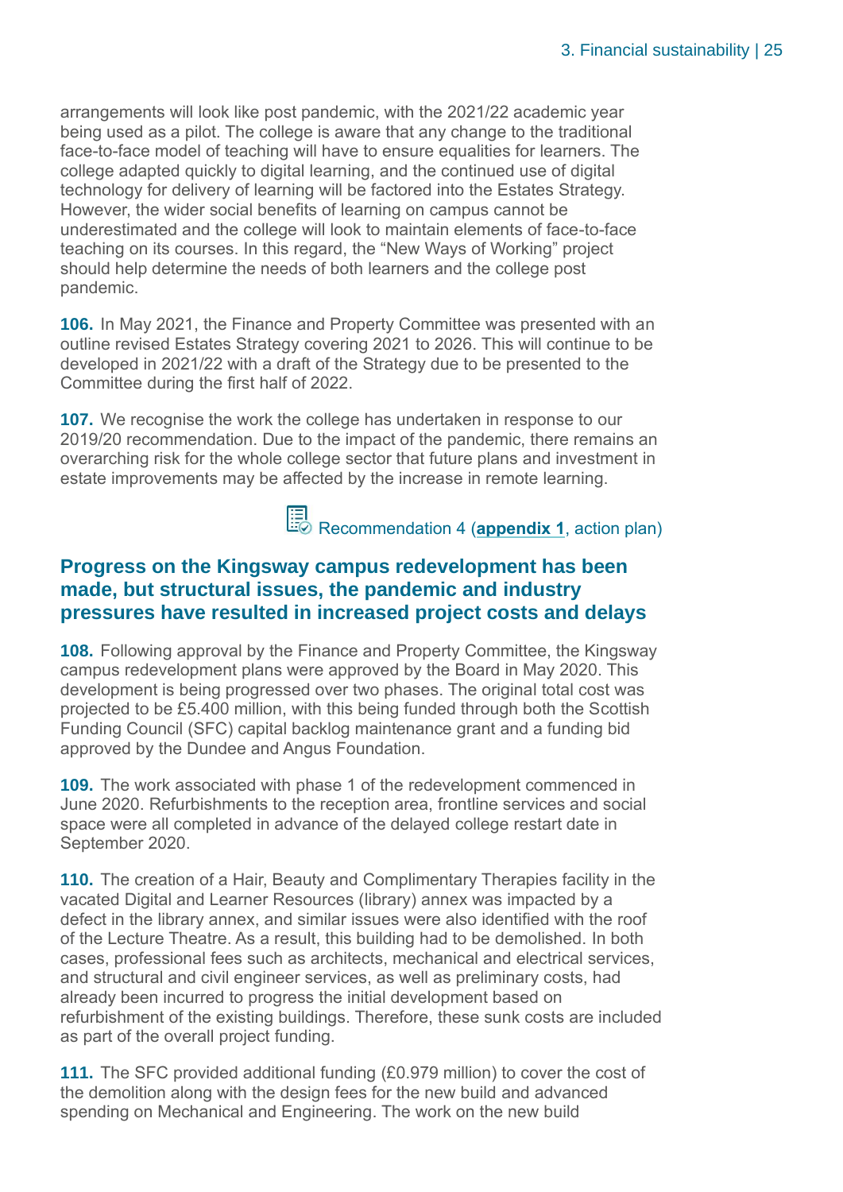arrangements will look like post pandemic, with the 2021/22 academic year being used as a pilot. The college is aware that any change to the traditional face-to-face model of teaching will have to ensure equalities for learners. The college adapted quickly to digital learning, and the continued use of digital technology for delivery of learning will be factored into the Estates Strategy. However, the wider social benefits of learning on campus cannot be underestimated and the college will look to maintain elements of face-to-face teaching on its courses. In this regard, the "New Ways of Working" project should help determine the needs of both learners and the college post pandemic.

**106.** In May 2021, the Finance and Property Committee was presented with an outline revised Estates Strategy covering 2021 to 2026. This will continue to be developed in 2021/22 with a draft of the Strategy due to be presented to the Committee during the first half of 2022.

**107.** We recognise the work the college has undertaken in response to our 2019/20 recommendation. Due to the impact of the pandemic, there remains an overarching risk for the whole college sector that future plans and investment in estate improvements may be affected by the increase in remote learning.

Recommendation 4 (**appendix 1**, action plan)

## Progress on the Kingsway campus redevelopment has been made, but structural issues, the pandemic and industry pressures have resulted in increased project costs and delays

**108.** Following approval by the Finance and Property Committee, the Kingsway campus redevelopment plans were approved by the Board in May 2020. This development is being progressed over two phases. The original total cost was projected to be £5.400 million, with this being funded through both the Scottish Funding Council (SFC) capital backlog maintenance grant and a funding bid approved by the Dundee and Angus Foundation.

**109.** The work associated with phase 1 of the redevelopment commenced in June 2020. Refurbishments to the reception area, frontline services and social space were all completed in advance of the delayed college restart date in September 2020.

**110.** The creation of a Hair, Beauty and Complimentary Therapies facility in the vacated Digital and Learner Resources (library) annex was impacted by a defect in the library annex, and similar issues were also identified with the roof of the Lecture Theatre. As a result, this building had to be demolished. In both cases, professional fees such as architects, mechanical and electrical services, and structural and civil engineer services, as well as preliminary costs, had already been incurred to progress the initial development based on refurbishment of the existing buildings. Therefore, these sunk costs are included as part of the overall project funding.

**111.** The SFC provided additional funding (£0.979 million) to cover the cost of the demolition along with the design fees for the new build and advanced spending on Mechanical and Engineering. The work on the new build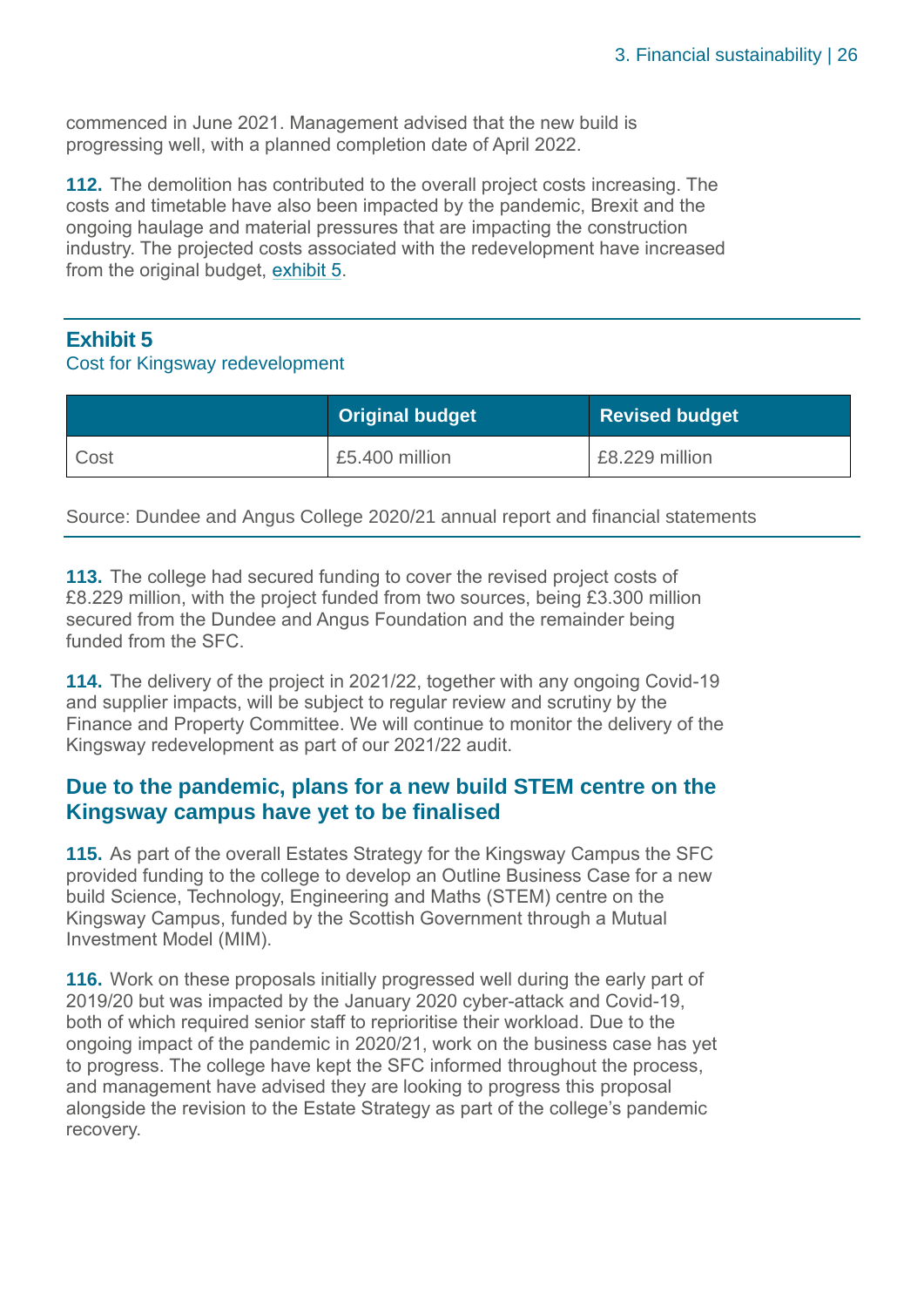commenced in June 2021. Management advised that the new build is progressing well, with a planned completion date of April 2022.

**112.** The demolition has contributed to the overall project costs increasing. The costs and timetable have also been impacted by the pandemic, Brexit and the ongoing haulage and material pressures that are impacting the construction industry. The projected costs associated with the redevelopment have increased from the original budget, exhibit 5.

**Exhibit 5**
Cost for Kingsway redevelopment

| | Original budget | Revised budget |
|---|---|---|
| Cost | £5.400 million | £8.229 million |

Source: Dundee and Angus College 2020/21 annual report and financial statements

**113.** The college had secured funding to cover the revised project costs of £8.229 million, with the project funded from two sources, being £3.300 million secured from the Dundee and Angus Foundation and the remainder being funded from the SFC.

**114.** The delivery of the project in 2021/22, together with any ongoing Covid-19 and supplier impacts, will be subject to regular review and scrutiny by the Finance and Property Committee. We will continue to monitor the delivery of the Kingsway redevelopment as part of our 2021/22 audit.

## Due to the pandemic, plans for a new build STEM centre on the Kingsway campus have yet to be finalised

**115.** As part of the overall Estates Strategy for the Kingsway Campus the SFC provided funding to the college to develop an Outline Business Case for a new build Science, Technology, Engineering and Maths (STEM) centre on the Kingsway Campus, funded by the Scottish Government through a Mutual Investment Model (MIM).

**116.** Work on these proposals initially progressed well during the early part of 2019/20 but was impacted by the January 2020 cyber-attack and Covid-19, both of which required senior staff to reprioritise their workload. Due to the ongoing impact of the pandemic in 2020/21, work on the business case has yet to progress. The college have kept the SFC informed throughout the process, and management have advised they are looking to progress this proposal alongside the revision to the Estate Strategy as part of the college's pandemic recovery.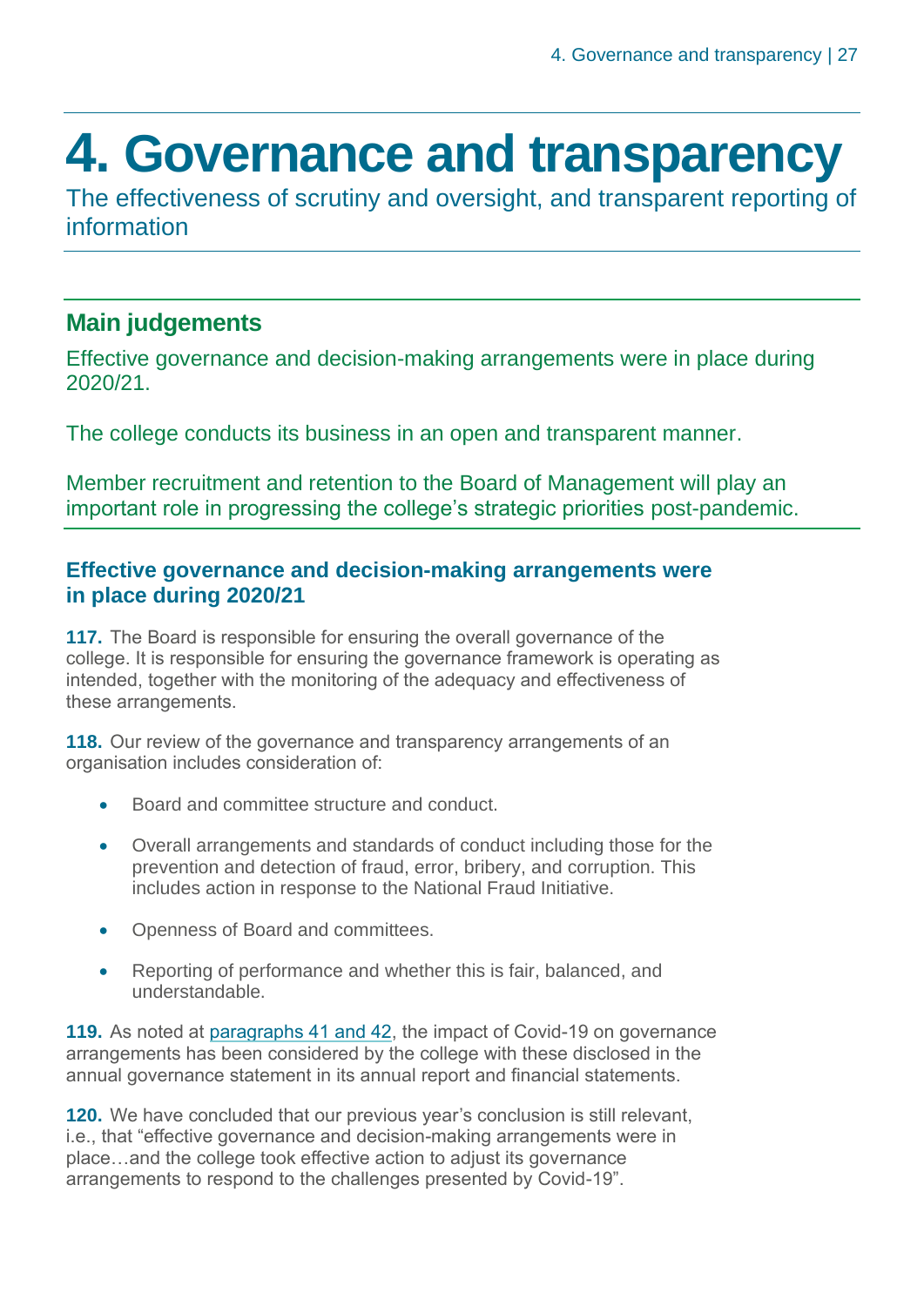# 4. Governance and transparency

The effectiveness of scrutiny and oversight, and transparent reporting of information

## Main judgements

Effective governance and decision-making arrangements were in place during 2020/21.

The college conducts its business in an open and transparent manner.

Member recruitment and retention to the Board of Management will play an important role in progressing the college's strategic priorities post-pandemic.

### Effective governance and decision-making arrangements were in place during 2020/21

**117.** The Board is responsible for ensuring the overall governance of the college. It is responsible for ensuring the governance framework is operating as intended, together with the monitoring of the adequacy and effectiveness of these arrangements.

**118.** Our review of the governance and transparency arrangements of an organisation includes consideration of:

- Board and committee structure and conduct.
- Overall arrangements and standards of conduct including those for the prevention and detection of fraud, error, bribery, and corruption. This includes action in response to the National Fraud Initiative.
- Openness of Board and committees.
- Reporting of performance and whether this is fair, balanced, and understandable.

**119.** As noted at paragraphs 41 and 42, the impact of Covid-19 on governance arrangements has been considered by the college with these disclosed in the annual governance statement in its annual report and financial statements.

**120.** We have concluded that our previous year's conclusion is still relevant, i.e., that "effective governance and decision-making arrangements were in place…and the college took effective action to adjust its governance arrangements to respond to the challenges presented by Covid-19".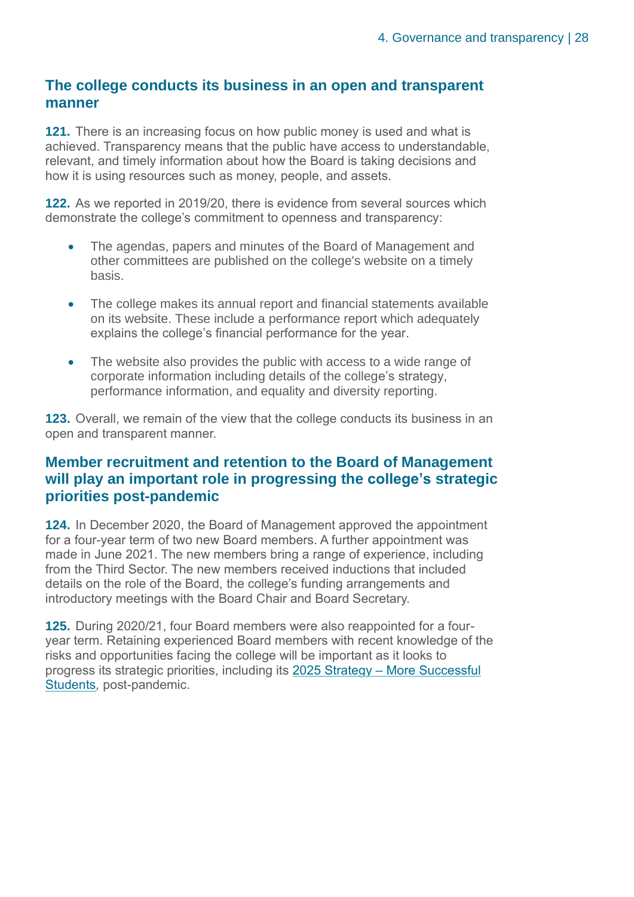## The college conducts its business in an open and transparent manner

**121.** There is an increasing focus on how public money is used and what is achieved. Transparency means that the public have access to understandable, relevant, and timely information about how the Board is taking decisions and how it is using resources such as money, people, and assets.

**122.** As we reported in 2019/20, there is evidence from several sources which demonstrate the college's commitment to openness and transparency:

- The agendas, papers and minutes of the Board of Management and other committees are published on the college's website on a timely basis.
- The college makes its annual report and financial statements available on its website. These include a performance report which adequately explains the college's financial performance for the year.
- The website also provides the public with access to a wide range of corporate information including details of the college's strategy, performance information, and equality and diversity reporting.

**123.** Overall, we remain of the view that the college conducts its business in an open and transparent manner.

## Member recruitment and retention to the Board of Management will play an important role in progressing the college's strategic priorities post-pandemic

**124.** In December 2020, the Board of Management approved the appointment for a four-year term of two new Board members. A further appointment was made in June 2021. The new members bring a range of experience, including from the Third Sector. The new members received inductions that included details on the role of the Board, the college's funding arrangements and introductory meetings with the Board Chair and Board Secretary.

**125.** During 2020/21, four Board members were also reappointed for a four-year term. Retaining experienced Board members with recent knowledge of the risks and opportunities facing the college will be important as it looks to progress its strategic priorities, including its 2025 Strategy – More Successful Students, post-pandemic.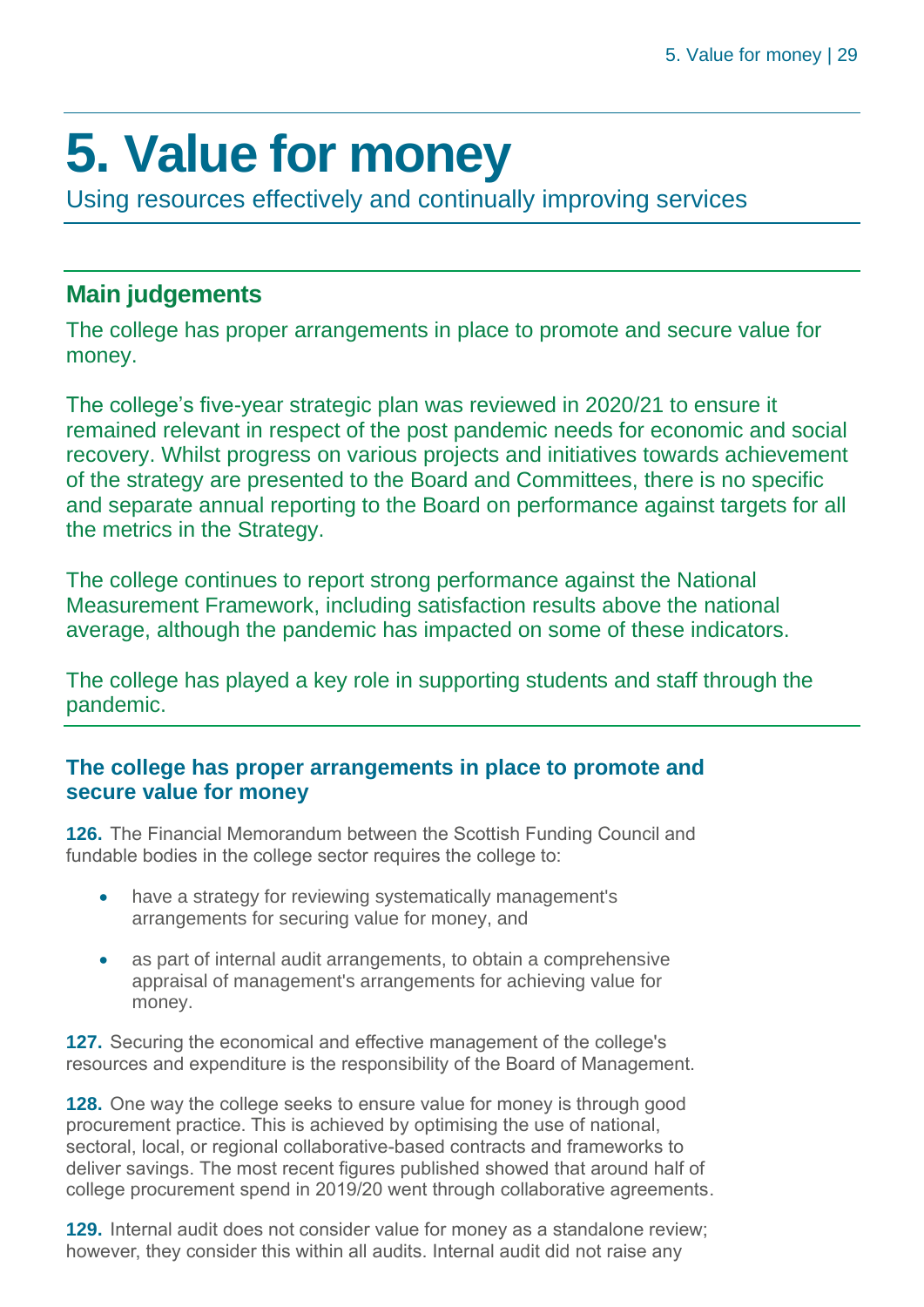# 5. Value for money

Using resources effectively and continually improving services

## Main judgements

The college has proper arrangements in place to promote and secure value for money.

The college's five-year strategic plan was reviewed in 2020/21 to ensure it remained relevant in respect of the post pandemic needs for economic and social recovery. Whilst progress on various projects and initiatives towards achievement of the strategy are presented to the Board and Committees, there is no specific and separate annual reporting to the Board on performance against targets for all the metrics in the Strategy.

The college continues to report strong performance against the National Measurement Framework, including satisfaction results above the national average, although the pandemic has impacted on some of these indicators.

The college has played a key role in supporting students and staff through the pandemic.

### The college has proper arrangements in place to promote and secure value for money

**126.** The Financial Memorandum between the Scottish Funding Council and fundable bodies in the college sector requires the college to:

- have a strategy for reviewing systematically management's arrangements for securing value for money, and
- as part of internal audit arrangements, to obtain a comprehensive appraisal of management's arrangements for achieving value for money.

**127.** Securing the economical and effective management of the college's resources and expenditure is the responsibility of the Board of Management.

**128.** One way the college seeks to ensure value for money is through good procurement practice. This is achieved by optimising the use of national, sectoral, local, or regional collaborative-based contracts and frameworks to deliver savings. The most recent figures published showed that around half of college procurement spend in 2019/20 went through collaborative agreements.

**129.** Internal audit does not consider value for money as a standalone review; however, they consider this within all audits. Internal audit did not raise any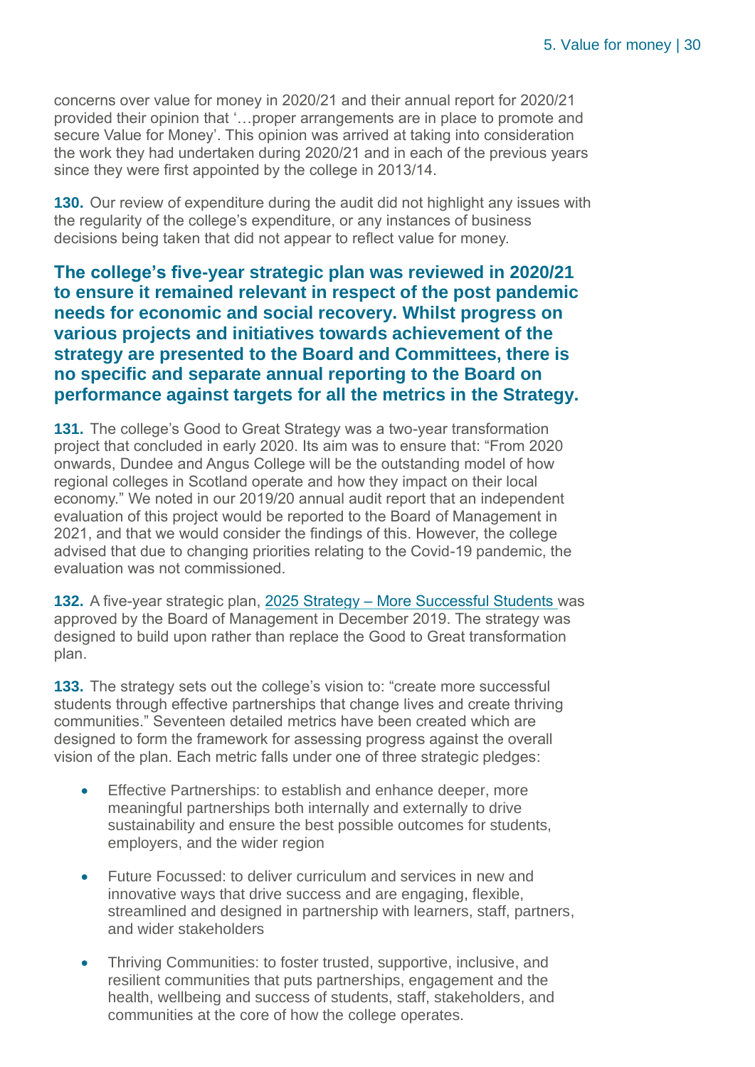concerns over value for money in 2020/21 and their annual report for 2020/21 provided their opinion that '…proper arrangements are in place to promote and secure Value for Money'. This opinion was arrived at taking into consideration the work they had undertaken during 2020/21 and in each of the previous years since they were first appointed by the college in 2013/14.

**130.** Our review of expenditure during the audit did not highlight any issues with the regularity of the college's expenditure, or any instances of business decisions being taken that did not appear to reflect value for money.

## The college's five-year strategic plan was reviewed in 2020/21 to ensure it remained relevant in respect of the post pandemic needs for economic and social recovery. Whilst progress on various projects and initiatives towards achievement of the strategy are presented to the Board and Committees, there is no specific and separate annual reporting to the Board on performance against targets for all the metrics in the Strategy.

**131.** The college's Good to Great Strategy was a two-year transformation project that concluded in early 2020. Its aim was to ensure that: "From 2020 onwards, Dundee and Angus College will be the outstanding model of how regional colleges in Scotland operate and how they impact on their local economy." We noted in our 2019/20 annual audit report that an independent evaluation of this project would be reported to the Board of Management in 2021, and that we would consider the findings of this. However, the college advised that due to changing priorities relating to the Covid-19 pandemic, the evaluation was not commissioned.

**132.** A five-year strategic plan, 2025 Strategy – More Successful Students was approved by the Board of Management in December 2019. The strategy was designed to build upon rather than replace the Good to Great transformation plan.

**133.** The strategy sets out the college's vision to: "create more successful students through effective partnerships that change lives and create thriving communities." Seventeen detailed metrics have been created which are designed to form the framework for assessing progress against the overall vision of the plan. Each metric falls under one of three strategic pledges:

- Effective Partnerships: to establish and enhance deeper, more meaningful partnerships both internally and externally to drive sustainability and ensure the best possible outcomes for students, employers, and the wider region
- Future Focussed: to deliver curriculum and services in new and innovative ways that drive success and are engaging, flexible, streamlined and designed in partnership with learners, staff, partners, and wider stakeholders
- Thriving Communities: to foster trusted, supportive, inclusive, and resilient communities that puts partnerships, engagement and the health, wellbeing and success of students, staff, stakeholders, and communities at the core of how the college operates.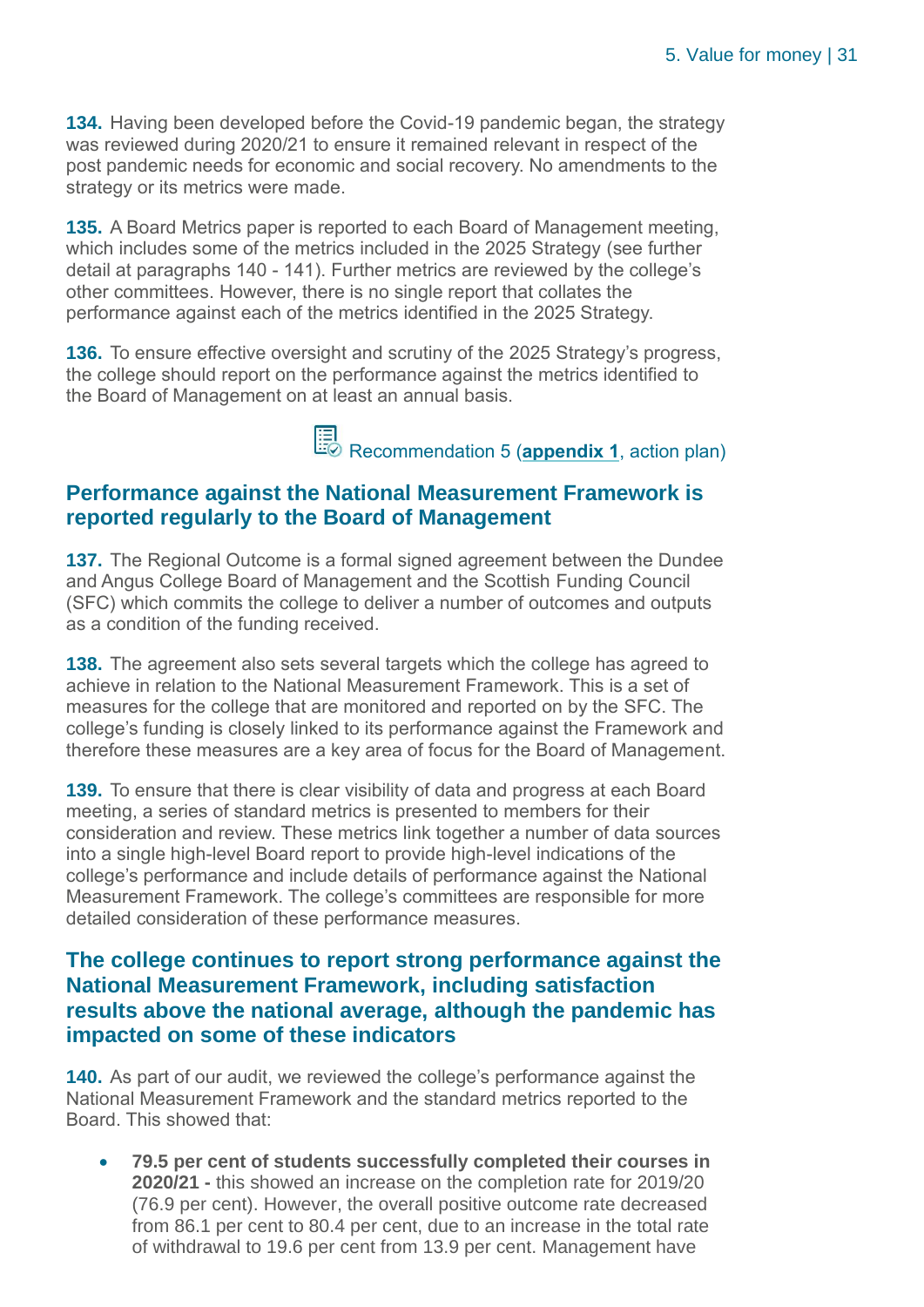**134.** Having been developed before the Covid-19 pandemic began, the strategy was reviewed during 2020/21 to ensure it remained relevant in respect of the post pandemic needs for economic and social recovery. No amendments to the strategy or its metrics were made.

**135.** A Board Metrics paper is reported to each Board of Management meeting, which includes some of the metrics included in the 2025 Strategy (see further detail at paragraphs 140 - 141). Further metrics are reviewed by the college's other committees. However, there is no single report that collates the performance against each of the metrics identified in the 2025 Strategy.

**136.** To ensure effective oversight and scrutiny of the 2025 Strategy's progress, the college should report on the performance against the metrics identified to the Board of Management on at least an annual basis.

Recommendation 5 (**appendix 1**, action plan)

## Performance against the National Measurement Framework is reported regularly to the Board of Management

**137.** The Regional Outcome is a formal signed agreement between the Dundee and Angus College Board of Management and the Scottish Funding Council (SFC) which commits the college to deliver a number of outcomes and outputs as a condition of the funding received.

**138.** The agreement also sets several targets which the college has agreed to achieve in relation to the National Measurement Framework. This is a set of measures for the college that are monitored and reported on by the SFC. The college's funding is closely linked to its performance against the Framework and therefore these measures are a key area of focus for the Board of Management.

**139.** To ensure that there is clear visibility of data and progress at each Board meeting, a series of standard metrics is presented to members for their consideration and review. These metrics link together a number of data sources into a single high-level Board report to provide high-level indications of the college's performance and include details of performance against the National Measurement Framework. The college's committees are responsible for more detailed consideration of these performance measures.

## The college continues to report strong performance against the National Measurement Framework, including satisfaction results above the national average, although the pandemic has impacted on some of these indicators

**140.** As part of our audit, we reviewed the college's performance against the National Measurement Framework and the standard metrics reported to the Board. This showed that:

- **79.5 per cent of students successfully completed their courses in 2020/21 -** this showed an increase on the completion rate for 2019/20 (76.9 per cent). However, the overall positive outcome rate decreased from 86.1 per cent to 80.4 per cent, due to an increase in the total rate of withdrawal to 19.6 per cent from 13.9 per cent. Management have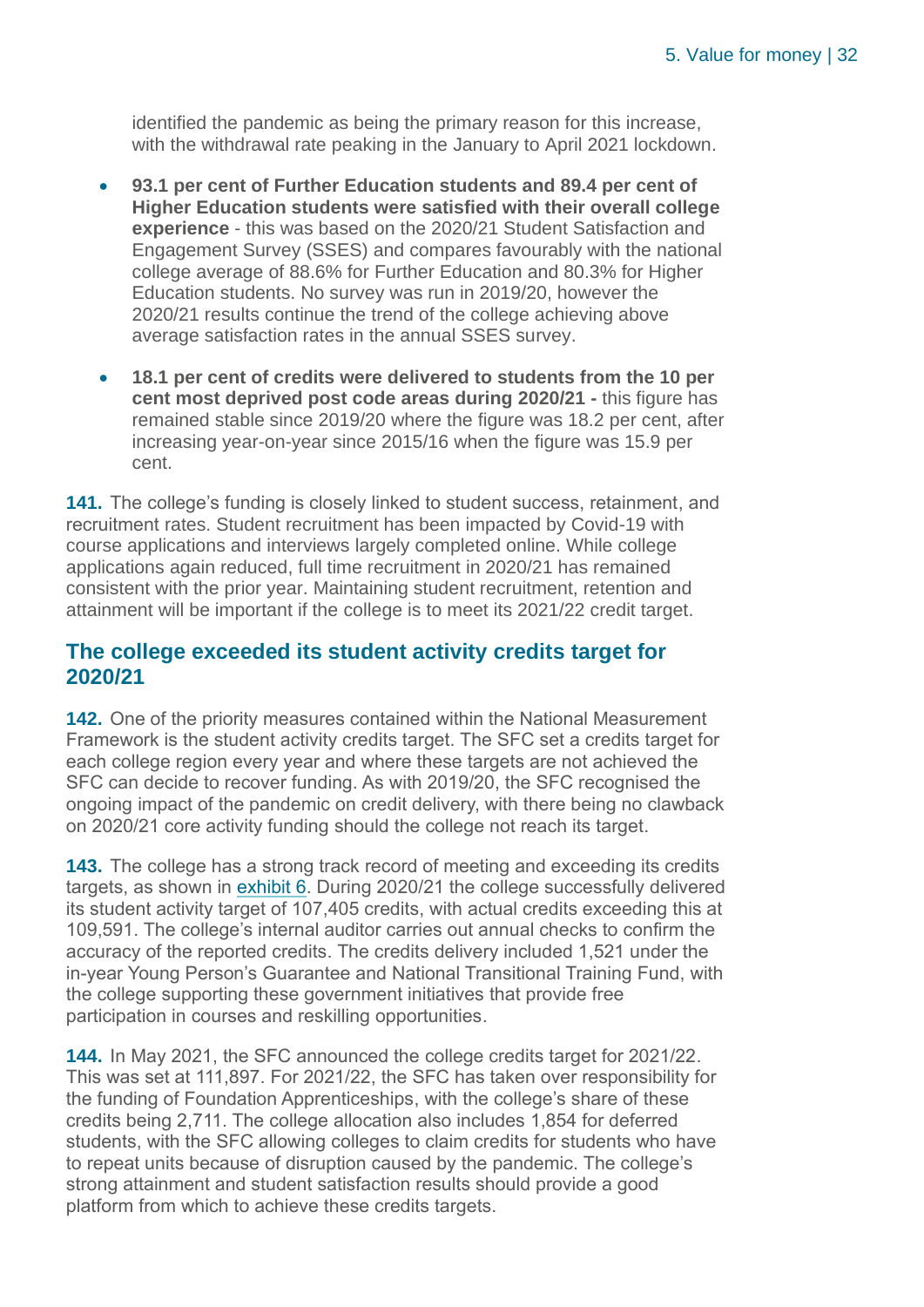identified the pandemic as being the primary reason for this increase, with the withdrawal rate peaking in the January to April 2021 lockdown.

- **93.1 per cent of Further Education students and 89.4 per cent of Higher Education students were satisfied with their overall college experience** - this was based on the 2020/21 Student Satisfaction and Engagement Survey (SSES) and compares favourably with the national college average of 88.6% for Further Education and 80.3% for Higher Education students. No survey was run in 2019/20, however the 2020/21 results continue the trend of the college achieving above average satisfaction rates in the annual SSES survey.
- **18.1 per cent of credits were delivered to students from the 10 per cent most deprived post code areas during 2020/21 -** this figure has remained stable since 2019/20 where the figure was 18.2 per cent, after increasing year-on-year since 2015/16 when the figure was 15.9 per cent.

**141.** The college's funding is closely linked to student success, retainment, and recruitment rates. Student recruitment has been impacted by Covid-19 with course applications and interviews largely completed online. While college applications again reduced, full time recruitment in 2020/21 has remained consistent with the prior year. Maintaining student recruitment, retention and attainment will be important if the college is to meet its 2021/22 credit target.

## The college exceeded its student activity credits target for 2020/21

**142.** One of the priority measures contained within the National Measurement Framework is the student activity credits target. The SFC set a credits target for each college region every year and where these targets are not achieved the SFC can decide to recover funding. As with 2019/20, the SFC recognised the ongoing impact of the pandemic on credit delivery, with there being no clawback on 2020/21 core activity funding should the college not reach its target.

**143.** The college has a strong track record of meeting and exceeding its credits targets, as shown in exhibit 6. During 2020/21 the college successfully delivered its student activity target of 107,405 credits, with actual credits exceeding this at 109,591. The college's internal auditor carries out annual checks to confirm the accuracy of the reported credits. The credits delivery included 1,521 under the in-year Young Person's Guarantee and National Transitional Training Fund, with the college supporting these government initiatives that provide free participation in courses and reskilling opportunities.

**144.** In May 2021, the SFC announced the college credits target for 2021/22. This was set at 111,897. For 2021/22, the SFC has taken over responsibility for the funding of Foundation Apprenticeships, with the college's share of these credits being 2,711. The college allocation also includes 1,854 for deferred students, with the SFC allowing colleges to claim credits for students who have to repeat units because of disruption caused by the pandemic. The college's strong attainment and student satisfaction results should provide a good platform from which to achieve these credits targets.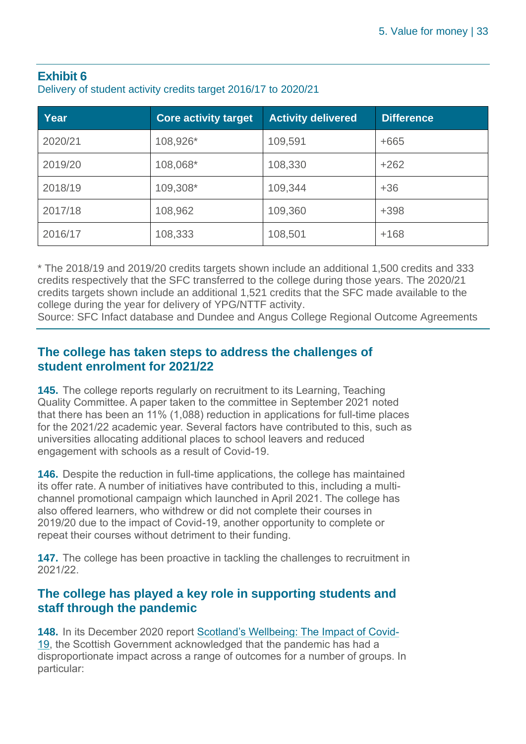**Exhibit 6**

Delivery of student activity credits target 2016/17 to 2020/21

| Year | Core activity target | Activity delivered | Difference |
|---|---|---|---|
| 2020/21 | 108,926* | 109,591 | +665 |
| 2019/20 | 108,068* | 108,330 | +262 |
| 2018/19 | 109,308* | 109,344 | +36 |
| 2017/18 | 108,962 | 109,360 | +398 |
| 2016/17 | 108,333 | 108,501 | +168 |

* The 2018/19 and 2019/20 credits targets shown include an additional 1,500 credits and 333 credits respectively that the SFC transferred to the college during those years. The 2020/21 credits targets shown include an additional 1,521 credits that the SFC made available to the college during the year for delivery of YPG/NTTF activity.

Source: SFC Infact database and Dundee and Angus College Regional Outcome Agreements

## The college has taken steps to address the challenges of student enrolment for 2021/22

**145.** The college reports regularly on recruitment to its Learning, Teaching Quality Committee. A paper taken to the committee in September 2021 noted that there has been an 11% (1,088) reduction in applications for full-time places for the 2021/22 academic year. Several factors have contributed to this, such as universities allocating additional places to school leavers and reduced engagement with schools as a result of Covid-19.

**146.** Despite the reduction in full-time applications, the college has maintained its offer rate. A number of initiatives have contributed to this, including a multi-channel promotional campaign which launched in April 2021. The college has also offered learners, who withdrew or did not complete their courses in 2019/20 due to the impact of Covid-19, another opportunity to complete or repeat their courses without detriment to their funding.

**147.** The college has been proactive in tackling the challenges to recruitment in 2021/22.

## The college has played a key role in supporting students and staff through the pandemic

**148.** In its December 2020 report Scotland's Wellbeing: The Impact of Covid-19, the Scottish Government acknowledged that the pandemic has had a disproportionate impact across a range of outcomes for a number of groups. In particular: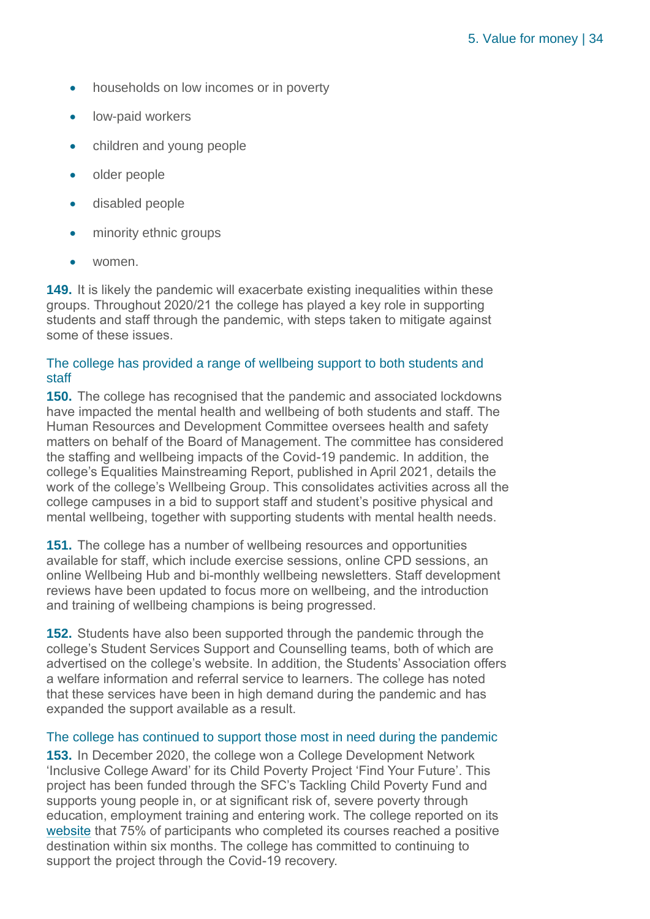- households on low incomes or in poverty
- low-paid workers
- children and young people
- older people
- disabled people
- minority ethnic groups
- women.

**149.** It is likely the pandemic will exacerbate existing inequalities within these groups. Throughout 2020/21 the college has played a key role in supporting students and staff through the pandemic, with steps taken to mitigate against some of these issues.

### The college has provided a range of wellbeing support to both students and staff

**150.** The college has recognised that the pandemic and associated lockdowns have impacted the mental health and wellbeing of both students and staff. The Human Resources and Development Committee oversees health and safety matters on behalf of the Board of Management. The committee has considered the staffing and wellbeing impacts of the Covid-19 pandemic. In addition, the college's Equalities Mainstreaming Report, published in April 2021, details the work of the college's Wellbeing Group. This consolidates activities across all the college campuses in a bid to support staff and student's positive physical and mental wellbeing, together with supporting students with mental health needs.

**151.** The college has a number of wellbeing resources and opportunities available for staff, which include exercise sessions, online CPD sessions, an online Wellbeing Hub and bi-monthly wellbeing newsletters. Staff development reviews have been updated to focus more on wellbeing, and the introduction and training of wellbeing champions is being progressed.

**152.** Students have also been supported through the pandemic through the college's Student Services Support and Counselling teams, both of which are advertised on the college's website. In addition, the Students' Association offers a welfare information and referral service to learners. The college has noted that these services have been in high demand during the pandemic and has expanded the support available as a result.

### The college has continued to support those most in need during the pandemic

**153.** In December 2020, the college won a College Development Network 'Inclusive College Award' for its Child Poverty Project 'Find Your Future'. This project has been funded through the SFC's Tackling Child Poverty Fund and supports young people in, or at significant risk of, severe poverty through education, employment training and entering work. The college reported on its website that 75% of participants who completed its courses reached a positive destination within six months. The college has committed to continuing to support the project through the Covid-19 recovery.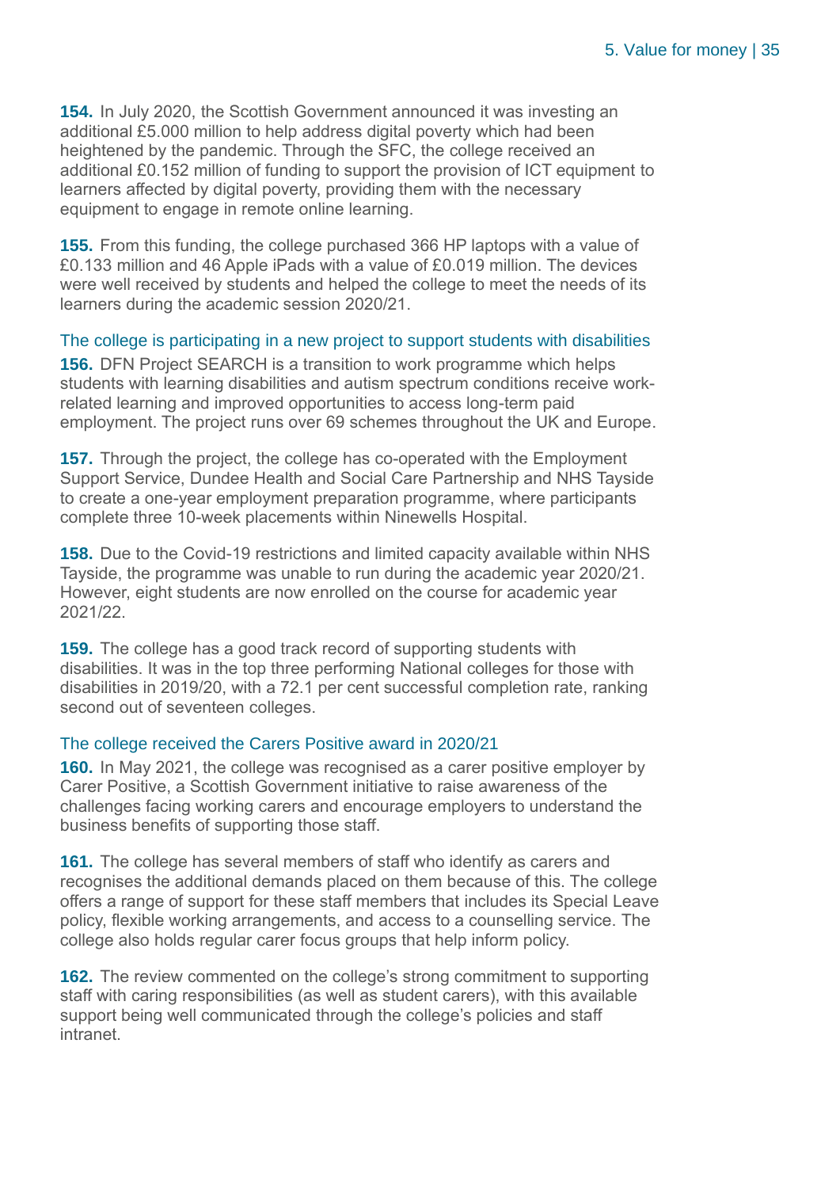**154.** In July 2020, the Scottish Government announced it was investing an additional £5.000 million to help address digital poverty which had been heightened by the pandemic. Through the SFC, the college received an additional £0.152 million of funding to support the provision of ICT equipment to learners affected by digital poverty, providing them with the necessary equipment to engage in remote online learning.

**155.** From this funding, the college purchased 366 HP laptops with a value of £0.133 million and 46 Apple iPads with a value of £0.019 million. The devices were well received by students and helped the college to meet the needs of its learners during the academic session 2020/21.

### The college is participating in a new project to support students with disabilities

**156.** DFN Project SEARCH is a transition to work programme which helps students with learning disabilities and autism spectrum conditions receive work-related learning and improved opportunities to access long-term paid employment. The project runs over 69 schemes throughout the UK and Europe.

**157.** Through the project, the college has co-operated with the Employment Support Service, Dundee Health and Social Care Partnership and NHS Tayside to create a one-year employment preparation programme, where participants complete three 10-week placements within Ninewells Hospital.

**158.** Due to the Covid-19 restrictions and limited capacity available within NHS Tayside, the programme was unable to run during the academic year 2020/21. However, eight students are now enrolled on the course for academic year 2021/22.

**159.** The college has a good track record of supporting students with disabilities. It was in the top three performing National colleges for those with disabilities in 2019/20, with a 72.1 per cent successful completion rate, ranking second out of seventeen colleges.

### The college received the Carers Positive award in 2020/21

**160.** In May 2021, the college was recognised as a carer positive employer by Carer Positive, a Scottish Government initiative to raise awareness of the challenges facing working carers and encourage employers to understand the business benefits of supporting those staff.

**161.** The college has several members of staff who identify as carers and recognises the additional demands placed on them because of this. The college offers a range of support for these staff members that includes its Special Leave policy, flexible working arrangements, and access to a counselling service. The college also holds regular carer focus groups that help inform policy.

**162.** The review commented on the college's strong commitment to supporting staff with caring responsibilities (as well as student carers), with this available support being well communicated through the college's policies and staff intranet.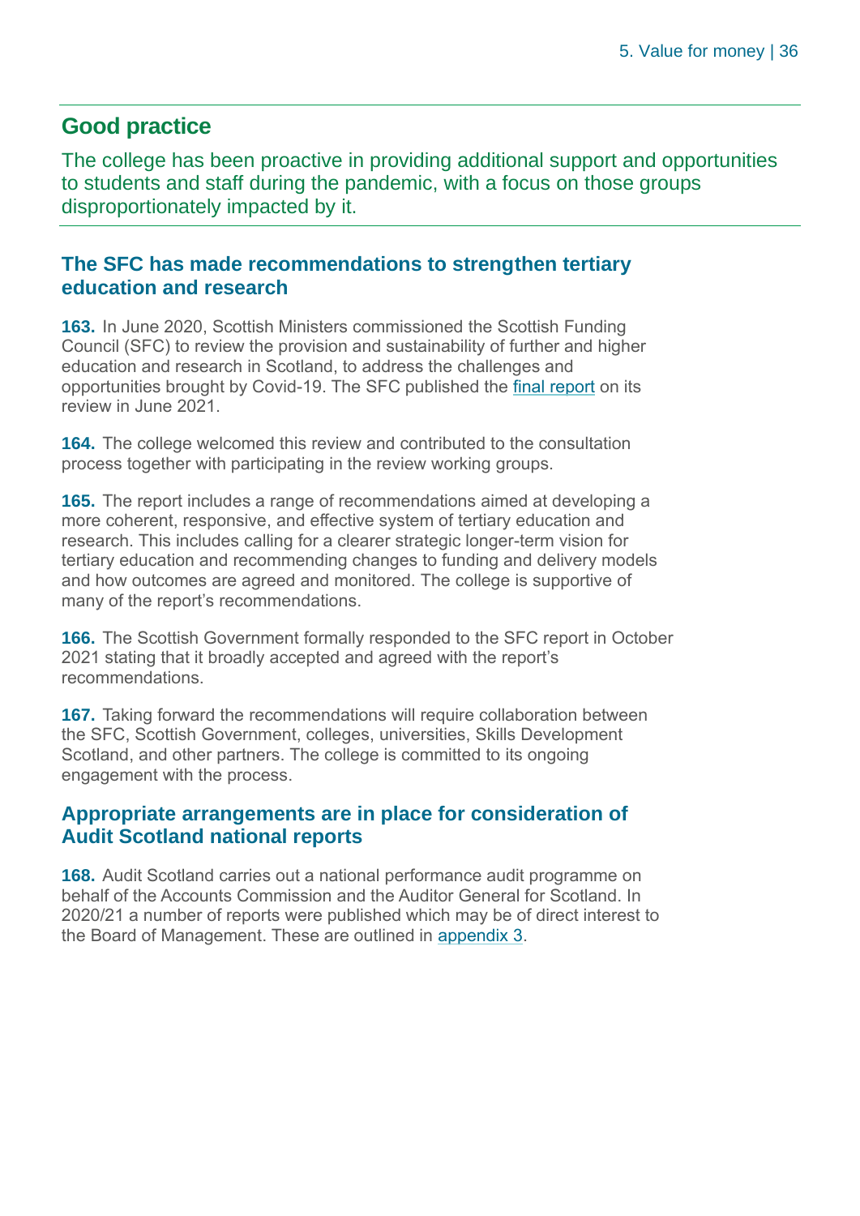## Good practice

The college has been proactive in providing additional support and opportunities to students and staff during the pandemic, with a focus on those groups disproportionately impacted by it.

### The SFC has made recommendations to strengthen tertiary education and research

**163.** In June 2020, Scottish Ministers commissioned the Scottish Funding Council (SFC) to review the provision and sustainability of further and higher education and research in Scotland, to address the challenges and opportunities brought by Covid-19. The SFC published the final report on its review in June 2021.

**164.** The college welcomed this review and contributed to the consultation process together with participating in the review working groups.

**165.** The report includes a range of recommendations aimed at developing a more coherent, responsive, and effective system of tertiary education and research. This includes calling for a clearer strategic longer-term vision for tertiary education and recommending changes to funding and delivery models and how outcomes are agreed and monitored. The college is supportive of many of the report's recommendations.

**166.** The Scottish Government formally responded to the SFC report in October 2021 stating that it broadly accepted and agreed with the report's recommendations.

**167.** Taking forward the recommendations will require collaboration between the SFC, Scottish Government, colleges, universities, Skills Development Scotland, and other partners. The college is committed to its ongoing engagement with the process.

### Appropriate arrangements are in place for consideration of Audit Scotland national reports

**168.** Audit Scotland carries out a national performance audit programme on behalf of the Accounts Commission and the Auditor General for Scotland. In 2020/21 a number of reports were published which may be of direct interest to the Board of Management. These are outlined in appendix 3.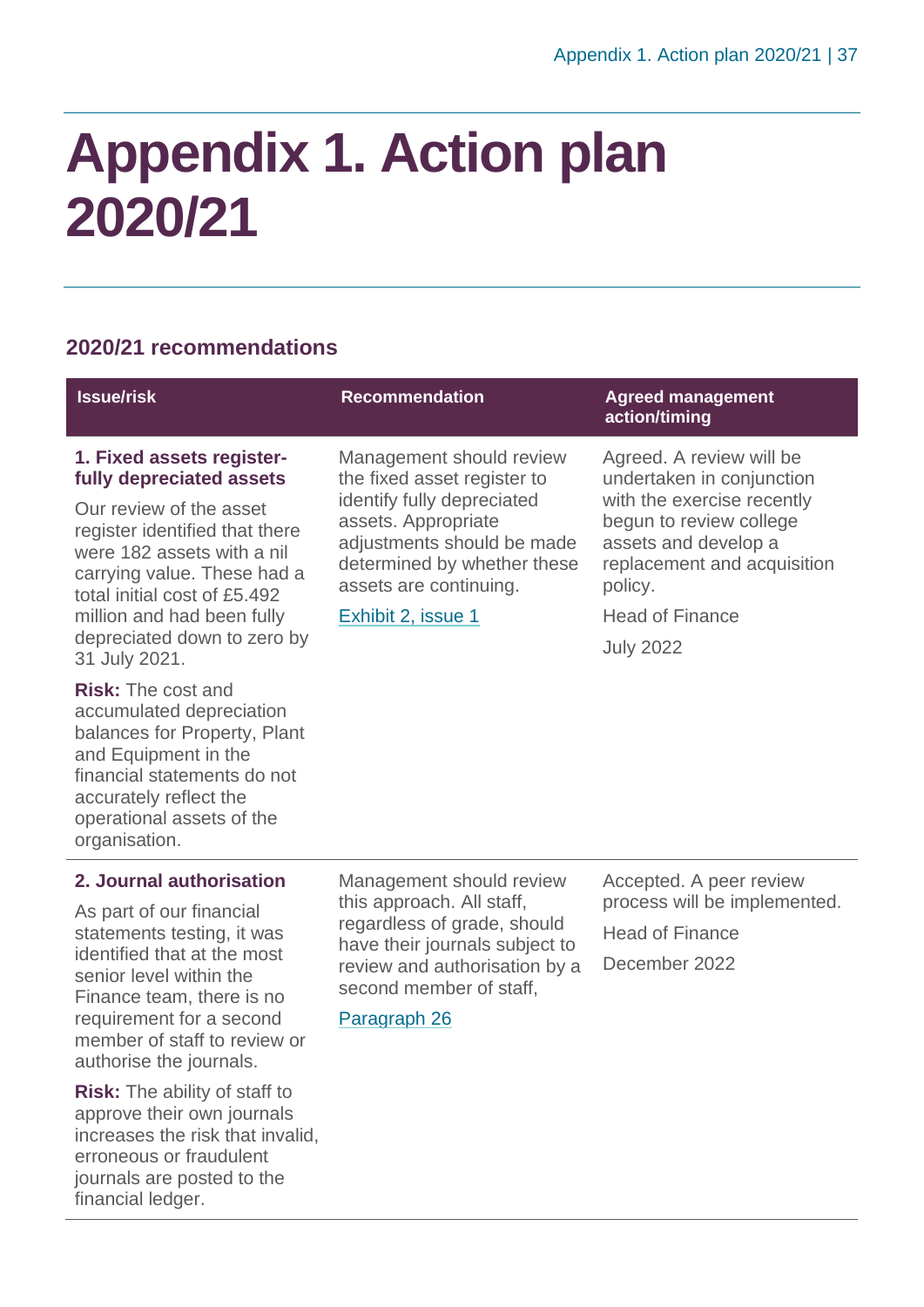# Appendix 1. Action plan 2020/21

## 2020/21 recommendations

| Issue/risk | Recommendation | Agreed management action/timing |
|---|---|---|
| **1. Fixed assets register- fully depreciated assets**<br><br>Our review of the asset register identified that there were 182 assets with a nil carrying value. These had a total initial cost of £5.492 million and had been fully depreciated down to zero by 31 July 2021.<br><br>**Risk:** The cost and accumulated depreciation balances for Property, Plant and Equipment in the financial statements do not accurately reflect the operational assets of the organisation. | Management should review the fixed asset register to identify fully depreciated assets. Appropriate adjustments should be made determined by whether these assets are continuing.<br><br>Exhibit 2, issue 1 | Agreed. A review will be undertaken in conjunction with the exercise recently begun to review college assets and develop a replacement and acquisition policy.<br><br>Head of Finance<br><br>July 2022 |
| **2. Journal authorisation**<br><br>As part of our financial statements testing, it was identified that at the most senior level within the Finance team, there is no requirement for a second member of staff to review or authorise the journals.<br><br>**Risk:** The ability of staff to approve their own journals increases the risk that invalid, erroneous or fraudulent journals are posted to the financial ledger. | Management should review this approach. All staff, regardless of grade, should have their journals subject to review and authorisation by a second member of staff,<br><br>Paragraph 26 | Accepted. A peer review process will be implemented.<br><br>Head of Finance<br><br>December 2022 |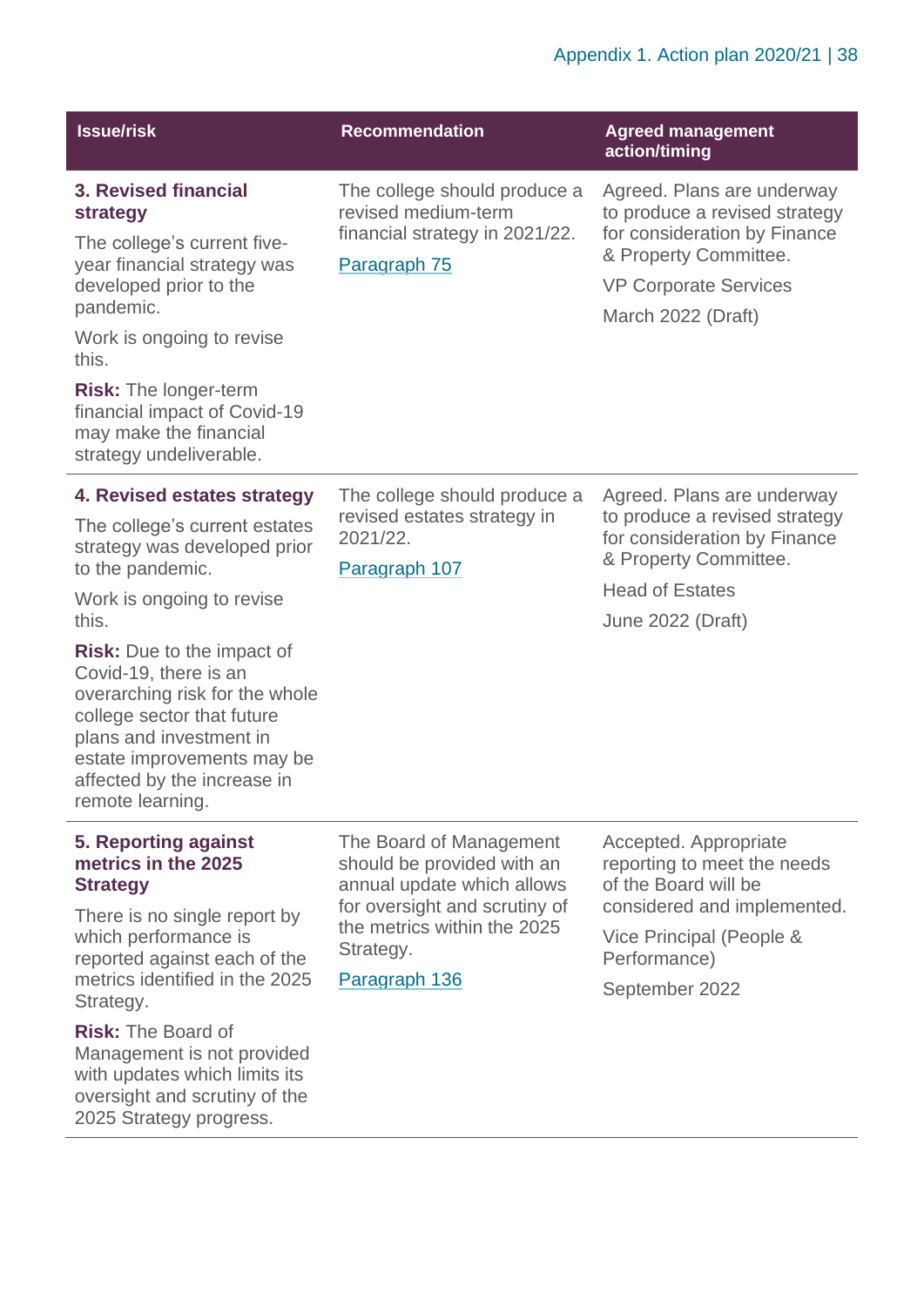| Issue/risk | Recommendation | Agreed management action/timing |
|---|---|---|
| **3. Revised financial strategy**<br><br>The college's current five-year financial strategy was developed prior to the pandemic.<br><br>Work is ongoing to revise this.<br><br>**Risk:** The longer-term financial impact of Covid-19 may make the financial strategy undeliverable. | The college should produce a revised medium-term financial strategy in 2021/22.<br><br>Paragraph 75 | Agreed. Plans are underway to produce a revised strategy for consideration by Finance & Property Committee.<br><br>VP Corporate Services<br><br>March 2022 (Draft) |
| **4. Revised estates strategy**<br><br>The college's current estates strategy was developed prior to the pandemic.<br><br>Work is ongoing to revise this.<br><br>**Risk:** Due to the impact of Covid-19, there is an overarching risk for the whole college sector that future plans and investment in estate improvements may be affected by the increase in remote learning. | The college should produce a revised estates strategy in 2021/22.<br><br>Paragraph 107 | Agreed. Plans are underway to produce a revised strategy for consideration by Finance & Property Committee.<br><br>Head of Estates<br><br>June 2022 (Draft) |
| **5. Reporting against metrics in the 2025 Strategy**<br><br>There is no single report by which performance is reported against each of the metrics identified in the 2025 Strategy.<br><br>**Risk:** The Board of Management is not provided with updates which limits its oversight and scrutiny of the 2025 Strategy progress. | The Board of Management should be provided with an annual update which allows for oversight and scrutiny of the metrics within the 2025 Strategy.<br><br>Paragraph 136 | Accepted. Appropriate reporting to meet the needs of the Board will be considered and implemented.<br><br>Vice Principal (People & Performance)<br><br>September 2022 |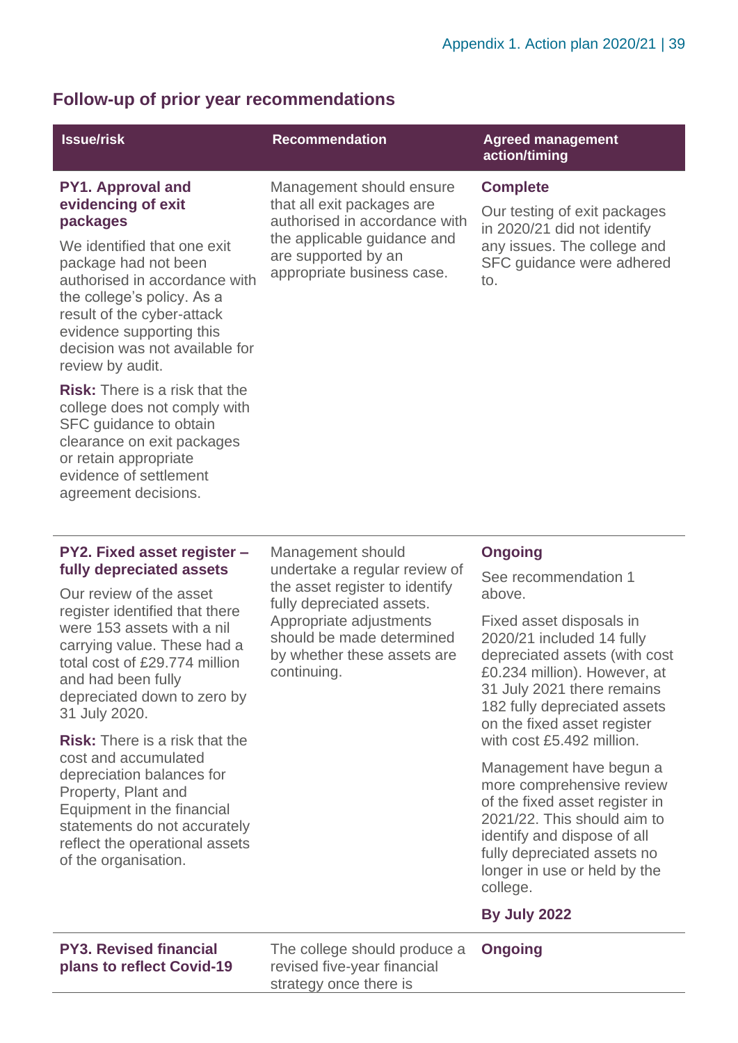## Follow-up of prior year recommendations

| Issue/risk | Recommendation | Agreed management action/timing |
|---|---|---|
| **PY1. Approval and evidencing of exit packages**<br><br>We identified that one exit package had not been authorised in accordance with the college's policy. As a result of the cyber-attack evidence supporting this decision was not available for review by audit.<br><br>**Risk:** There is a risk that the college does not comply with SFC guidance to obtain clearance on exit packages or retain appropriate evidence of settlement agreement decisions. | Management should ensure that all exit packages are authorised in accordance with the applicable guidance and are supported by an appropriate business case. | **Complete**<br><br>Our testing of exit packages in 2020/21 did not identify any issues. The college and SFC guidance were adhered to. |
| **PY2. Fixed asset register – fully depreciated assets**<br><br>Our review of the asset register identified that there were 153 assets with a nil carrying value. These had a total cost of £29.774 million and had been fully depreciated down to zero by 31 July 2020.<br><br>**Risk:** There is a risk that the cost and accumulated depreciation balances for Property, Plant and Equipment in the financial statements do not accurately reflect the operational assets of the organisation. | Management should undertake a regular review of the asset register to identify fully depreciated assets. Appropriate adjustments should be made determined by whether these assets are continuing. | **Ongoing**<br><br>See recommendation 1 above.<br><br>Fixed asset disposals in 2020/21 included 14 fully depreciated assets (with cost £0.234 million). However, at 31 July 2021 there remains 182 fully depreciated assets on the fixed asset register with cost £5.492 million.<br><br>Management have begun a more comprehensive review of the fixed asset register in 2021/22. This should aim to identify and dispose of all fully depreciated assets no longer in use or held by the college.<br><br>**By July 2022** |
| **PY3. Revised financial plans to reflect Covid-19** | The college should produce a revised five-year financial strategy once there is | **Ongoing** |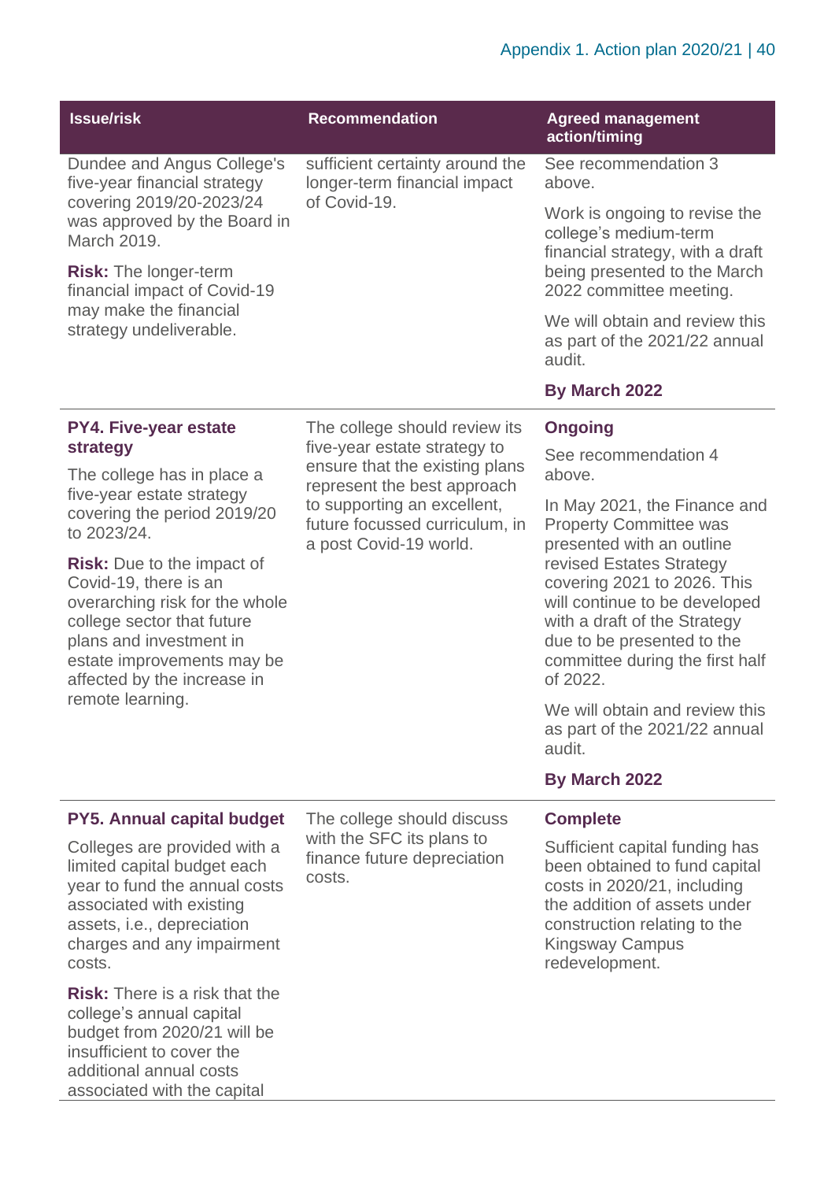| Issue/risk | Recommendation | Agreed management action/timing |
|---|---|---|
| Dundee and Angus College's five-year financial strategy covering 2019/20-2023/24 was approved by the Board in March 2019.<br><br>**Risk:** The longer-term financial impact of Covid-19 may make the financial strategy undeliverable. | sufficient certainty around the longer-term financial impact of Covid-19. | See recommendation 3 above.<br><br>Work is ongoing to revise the college's medium-term financial strategy, with a draft being presented to the March 2022 committee meeting.<br><br>We will obtain and review this as part of the 2021/22 annual audit.<br><br>**By March 2022** |
| **PY4. Five-year estate strategy**<br><br>The college has in place a five-year estate strategy covering the period 2019/20 to 2023/24.<br><br>**Risk:** Due to the impact of Covid-19, there is an overarching risk for the whole college sector that future plans and investment in estate improvements may be affected by the increase in remote learning. | The college should review its five-year estate strategy to ensure that the existing plans represent the best approach to supporting an excellent, future focussed curriculum, in a post Covid-19 world. | **Ongoing**<br><br>See recommendation 4 above.<br><br>In May 2021, the Finance and Property Committee was presented with an outline revised Estates Strategy covering 2021 to 2026. This will continue to be developed with a draft of the Strategy due to be presented to the committee during the first half of 2022.<br><br>We will obtain and review this as part of the 2021/22 annual audit.<br><br>**By March 2022** |
| **PY5. Annual capital budget**<br><br>Colleges are provided with a limited capital budget each year to fund the annual costs associated with existing assets, i.e., depreciation charges and any impairment costs.<br><br>**Risk:** There is a risk that the college's annual capital budget from 2020/21 will be insufficient to cover the additional annual costs associated with the capital | The college should discuss with the SFC its plans to finance future depreciation costs. | **Complete**<br><br>Sufficient capital funding has been obtained to fund capital costs in 2020/21, including the addition of assets under construction relating to the Kingsway Campus redevelopment. |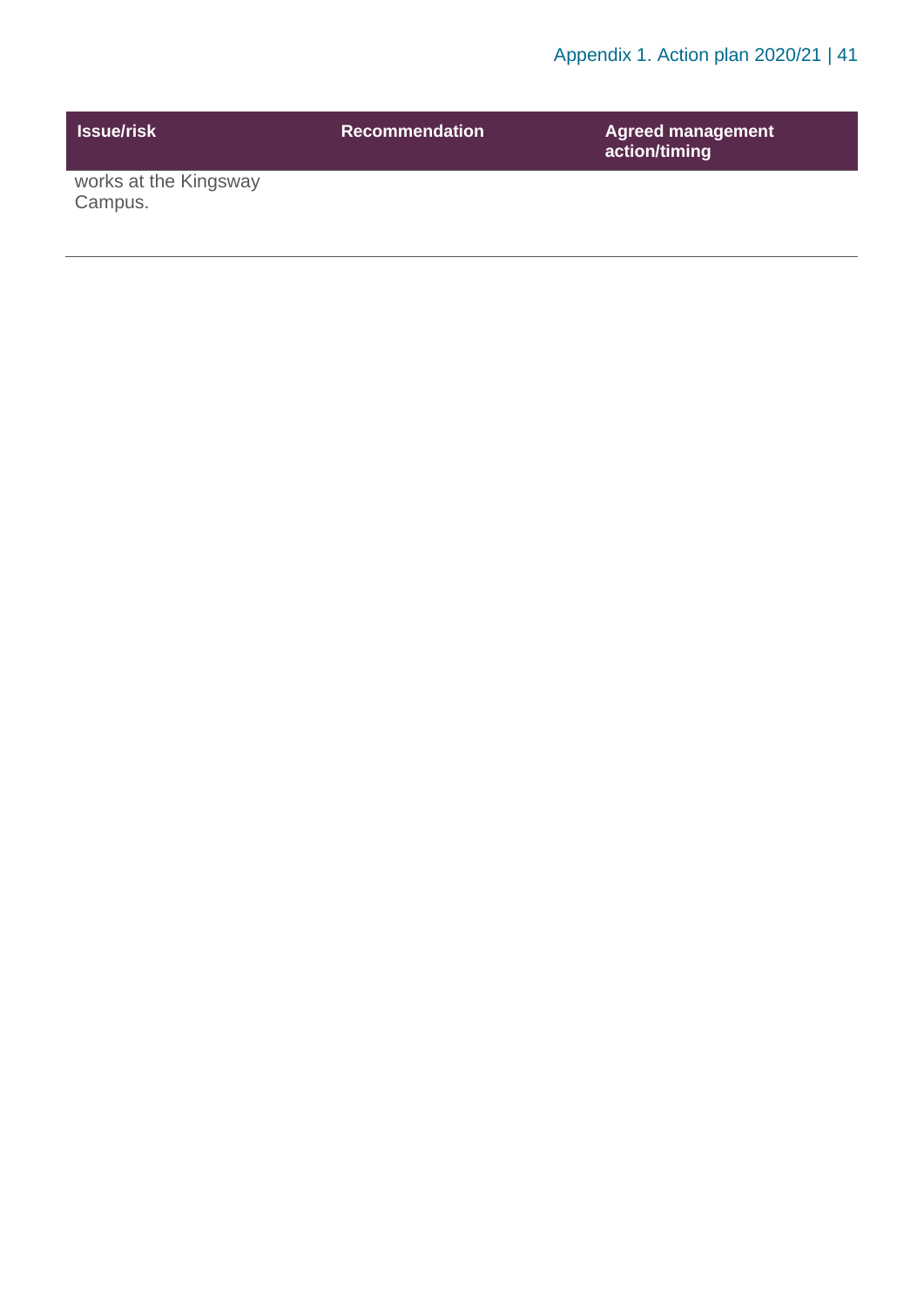| Issue/risk | Recommendation | Agreed management action/timing |
| --- | --- | --- |
| works at the Kingsway Campus. | | |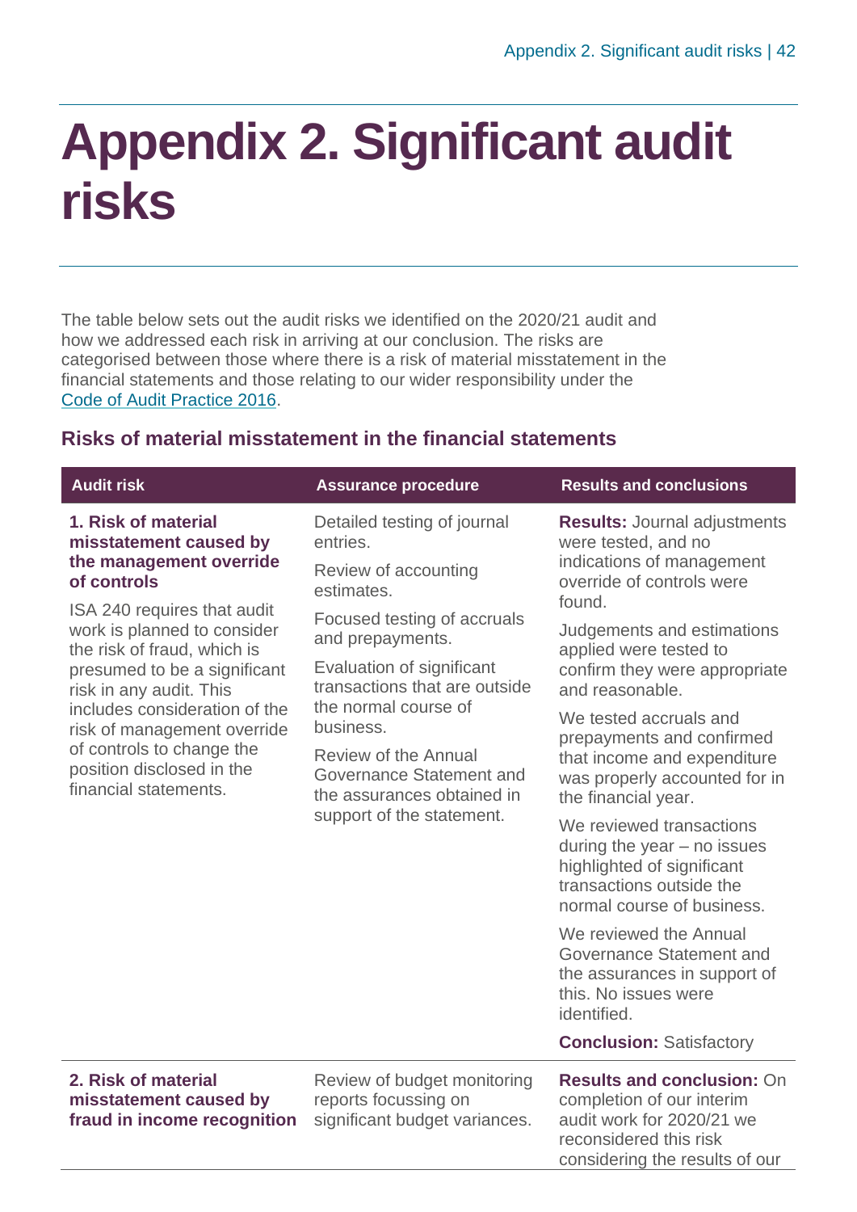# Appendix 2. Significant audit risks

The table below sets out the audit risks we identified on the 2020/21 audit and how we addressed each risk in arriving at our conclusion. The risks are categorised between those where there is a risk of material misstatement in the financial statements and those relating to our wider responsibility under the Code of Audit Practice 2016.

## Risks of material misstatement in the financial statements

| Audit risk | Assurance procedure | Results and conclusions |
|---|---|---|
| **1. Risk of material misstatement caused by the management override of controls**<br><br>ISA 240 requires that audit work is planned to consider the risk of fraud, which is presumed to be a significant risk in any audit. This includes consideration of the risk of management override of controls to change the position disclosed in the financial statements. | Detailed testing of journal entries.<br><br>Review of accounting estimates.<br><br>Focused testing of accruals and prepayments.<br><br>Evaluation of significant transactions that are outside the normal course of business.<br><br>Review of the Annual Governance Statement and the assurances obtained in support of the statement. | **Results:** Journal adjustments were tested, and no indications of management override of controls were found.<br><br>Judgements and estimations applied were tested to confirm they were appropriate and reasonable.<br><br>We tested accruals and prepayments and confirmed that income and expenditure was properly accounted for in the financial year.<br><br>We reviewed transactions during the year – no issues highlighted of significant transactions outside the normal course of business.<br><br>We reviewed the Annual Governance Statement and the assurances in support of this. No issues were identified.<br><br>**Conclusion:** Satisfactory |
| **2. Risk of material misstatement caused by fraud in income recognition** | Review of budget monitoring reports focussing on significant budget variances. | **Results and conclusion:** On completion of our interim audit work for 2020/21 we reconsidered this risk considering the results of our |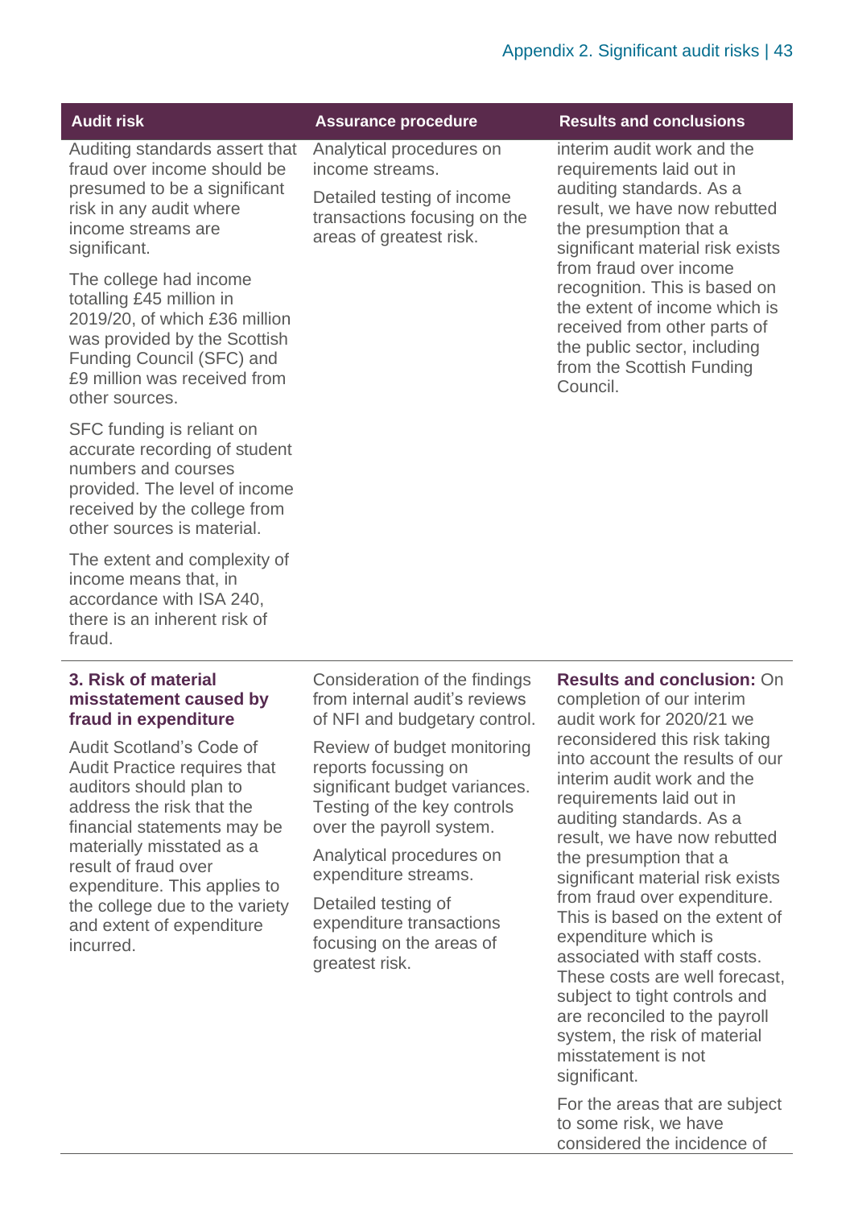| Audit risk | Assurance procedure | Results and conclusions |
|---|---|---|
| Auditing standards assert that fraud over income should be presumed to be a significant risk in any audit where income streams are significant.<br><br>The college had income totalling £45 million in 2019/20, of which £36 million was provided by the Scottish Funding Council (SFC) and £9 million was received from other sources.<br><br>SFC funding is reliant on accurate recording of student numbers and courses provided. The level of income received by the college from other sources is material.<br><br>The extent and complexity of income means that, in accordance with ISA 240, there is an inherent risk of fraud. | Analytical procedures on income streams.<br><br>Detailed testing of income transactions focusing on the areas of greatest risk. | interim audit work and the requirements laid out in auditing standards. As a result, we have now rebutted the presumption that a significant material risk exists from fraud over income recognition. This is based on the extent of income which is received from other parts of the public sector, including from the Scottish Funding Council. |
| **3. Risk of material misstatement caused by fraud in expenditure**<br><br>Audit Scotland's Code of Audit Practice requires that auditors should plan to address the risk that the financial statements may be materially misstated as a result of fraud over expenditure. This applies to the college due to the variety and extent of expenditure incurred. | Consideration of the findings from internal audit's reviews of NFI and budgetary control.<br><br>Review of budget monitoring reports focussing on significant budget variances. Testing of the key controls over the payroll system.<br><br>Analytical procedures on expenditure streams.<br><br>Detailed testing of expenditure transactions focusing on the areas of greatest risk. | **Results and conclusion:** On completion of our interim audit work for 2020/21 we reconsidered this risk taking into account the results of our interim audit work and the requirements laid out in auditing standards. As a result, we have now rebutted the presumption that a significant material risk exists from fraud over expenditure. This is based on the extent of expenditure which is associated with staff costs. These costs are well forecast, subject to tight controls and are reconciled to the payroll system, the risk of material misstatement is not significant.<br><br>For the areas that are subject to some risk, we have considered the incidence of |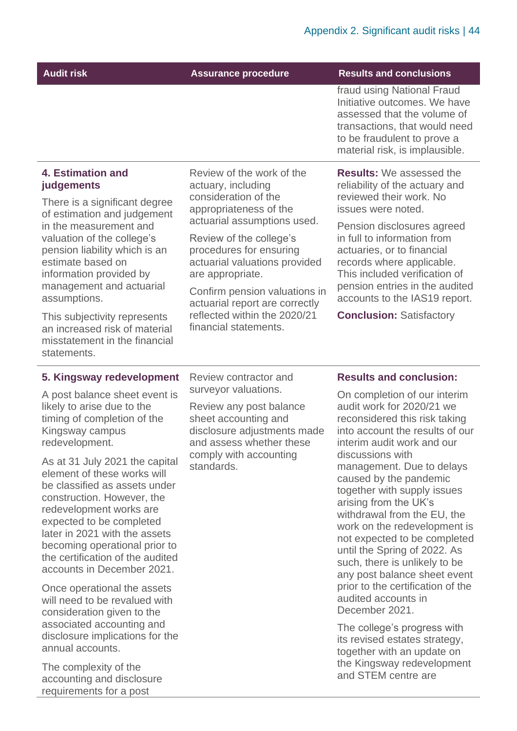| Audit risk | Assurance procedure | Results and conclusions |
|---|---|---|
| | | fraud using National Fraud Initiative outcomes. We have assessed that the volume of transactions, that would need to be fraudulent to prove a material risk, is implausible. |
| **4. Estimation and judgements**<br><br>There is a significant degree of estimation and judgement in the measurement and valuation of the college's pension liability which is an estimate based on information provided by management and actuarial assumptions.<br><br>This subjectivity represents an increased risk of material misstatement in the financial statements. | Review of the work of the actuary, including consideration of the appropriateness of the actuarial assumptions used.<br><br>Review of the college's procedures for ensuring actuarial valuations provided are appropriate.<br><br>Confirm pension valuations in actuarial report are correctly reflected within the 2020/21 financial statements. | **Results:** We assessed the reliability of the actuary and reviewed their work. No issues were noted.<br><br>Pension disclosures agreed in full to information from actuaries, or to financial records where applicable. This included verification of pension entries in the audited accounts to the IAS19 report.<br><br>**Conclusion:** Satisfactory |
| **5. Kingsway redevelopment**<br><br>A post balance sheet event is likely to arise due to the timing of completion of the Kingsway campus redevelopment.<br><br>As at 31 July 2021 the capital element of these works will be classified as assets under construction. However, the redevelopment works are expected to be completed later in 2021 with the assets becoming operational prior to the certification of the audited accounts in December 2021.<br><br>Once operational the assets will need to be revalued with consideration given to the associated accounting and disclosure implications for the annual accounts.<br><br>The complexity of the accounting and disclosure requirements for a post | Review contractor and surveyor valuations.<br><br>Review any post balance sheet accounting and disclosure adjustments made and assess whether these comply with accounting standards. | **Results and conclusion:**<br><br>On completion of our interim audit work for 2020/21 we reconsidered this risk taking into account the results of our interim audit work and our discussions with management. Due to delays caused by the pandemic together with supply issues arising from the UK's withdrawal from the EU, the work on the redevelopment is not expected to be completed until the Spring of 2022. As such, there is unlikely to be any post balance sheet event prior to the certification of the audited accounts in December 2021.<br><br>The college's progress with its revised estates strategy, together with an update on the Kingsway redevelopment and STEM centre are |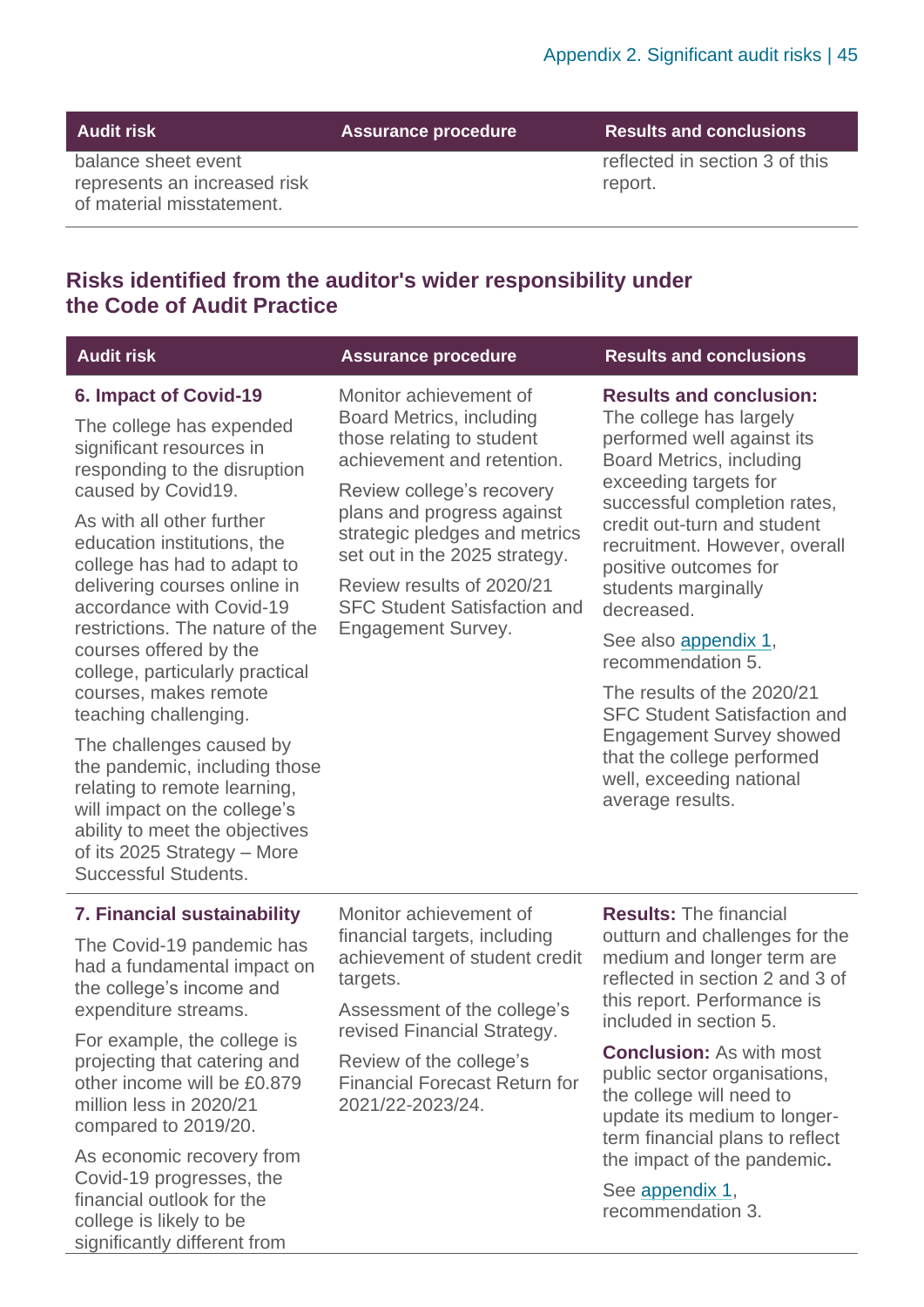| Audit risk | Assurance procedure | Results and conclusions |
|---|---|---|
| balance sheet event represents an increased risk of material misstatement. | | reflected in section 3 of this report. |

## Risks identified from the auditor's wider responsibility under the Code of Audit Practice

| Audit risk | Assurance procedure | Results and conclusions |
|---|---|---|
| **6. Impact of Covid-19**<br><br>The college has expended significant resources in responding to the disruption caused by Covid19.<br><br>As with all other further education institutions, the college has had to adapt to delivering courses online in accordance with Covid-19 restrictions. The nature of the courses offered by the college, particularly practical courses, makes remote teaching challenging.<br><br>The challenges caused by the pandemic, including those relating to remote learning, will impact on the college's ability to meet the objectives of its 2025 Strategy – More Successful Students. | Monitor achievement of Board Metrics, including those relating to student achievement and retention.<br><br>Review college's recovery plans and progress against strategic pledges and metrics set out in the 2025 strategy.<br><br>Review results of 2020/21 SFC Student Satisfaction and Engagement Survey. | **Results and conclusion:** The college has largely performed well against its Board Metrics, including exceeding targets for successful completion rates, credit out-turn and student recruitment. However, overall positive outcomes for students marginally decreased.<br><br>See also appendix 1, recommendation 5.<br><br>The results of the 2020/21 SFC Student Satisfaction and Engagement Survey showed that the college performed well, exceeding national average results. |
| **7. Financial sustainability**<br><br>The Covid-19 pandemic has had a fundamental impact on the college's income and expenditure streams.<br><br>For example, the college is projecting that catering and other income will be £0.879 million less in 2020/21 compared to 2019/20.<br><br>As economic recovery from Covid-19 progresses, the financial outlook for the college is likely to be significantly different from | Monitor achievement of financial targets, including achievement of student credit targets.<br><br>Assessment of the college's revised Financial Strategy.<br><br>Review of the college's Financial Forecast Return for 2021/22-2023/24. | **Results:** The financial outturn and challenges for the medium and longer term are reflected in section 2 and 3 of this report. Performance is included in section 5.<br><br>**Conclusion:** As with most public sector organisations, the college will need to update its medium to longer-term financial plans to reflect the impact of the pandemic.<br><br>See appendix 1, recommendation 3. |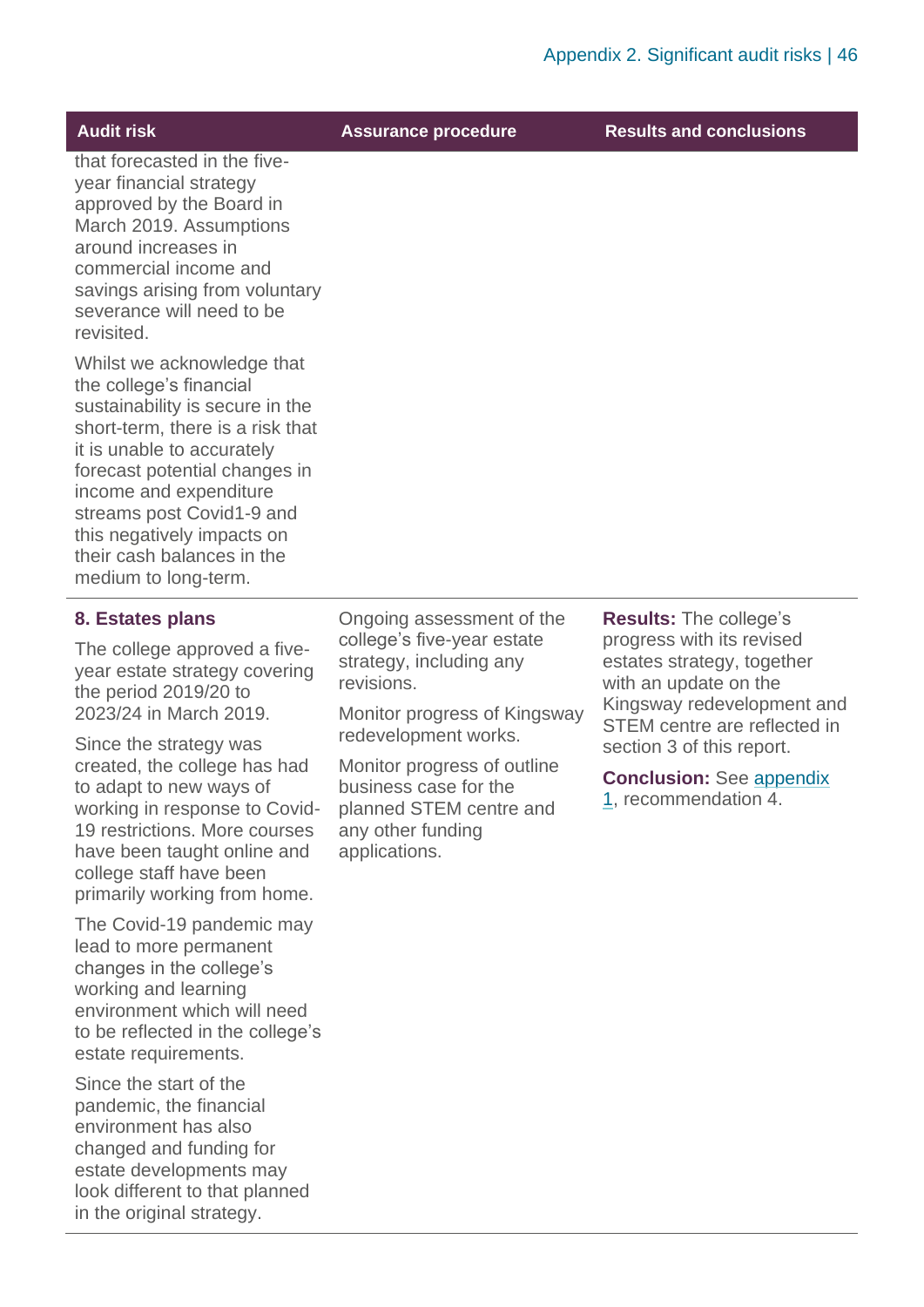| Audit risk | Assurance procedure | Results and conclusions |
|---|---|---|
| that forecasted in the five-year financial strategy approved by the Board in March 2019. Assumptions around increases in commercial income and savings arising from voluntary severance will need to be revisited.<br><br>Whilst we acknowledge that the college's financial sustainability is secure in the short-term, there is a risk that it is unable to accurately forecast potential changes in income and expenditure streams post Covid1-9 and this negatively impacts on their cash balances in the medium to long-term. | | |
| **8. Estates plans**<br><br>The college approved a five-year estate strategy covering the period 2019/20 to 2023/24 in March 2019.<br><br>Since the strategy was created, the college has had to adapt to new ways of working in response to Covid-19 restrictions. More courses have been taught online and college staff have been primarily working from home.<br><br>The Covid-19 pandemic may lead to more permanent changes in the college's working and learning environment which will need to be reflected in the college's estate requirements.<br><br>Since the start of the pandemic, the financial environment has also changed and funding for estate developments may look different to that planned in the original strategy. | Ongoing assessment of the college's five-year estate strategy, including any revisions.<br><br>Monitor progress of Kingsway redevelopment works.<br><br>Monitor progress of outline business case for the planned STEM centre and any other funding applications. | **Results:** The college's progress with its revised estates strategy, together with an update on the Kingsway redevelopment and STEM centre are reflected in section 3 of this report.<br><br>**Conclusion:** See appendix 1, recommendation 4. |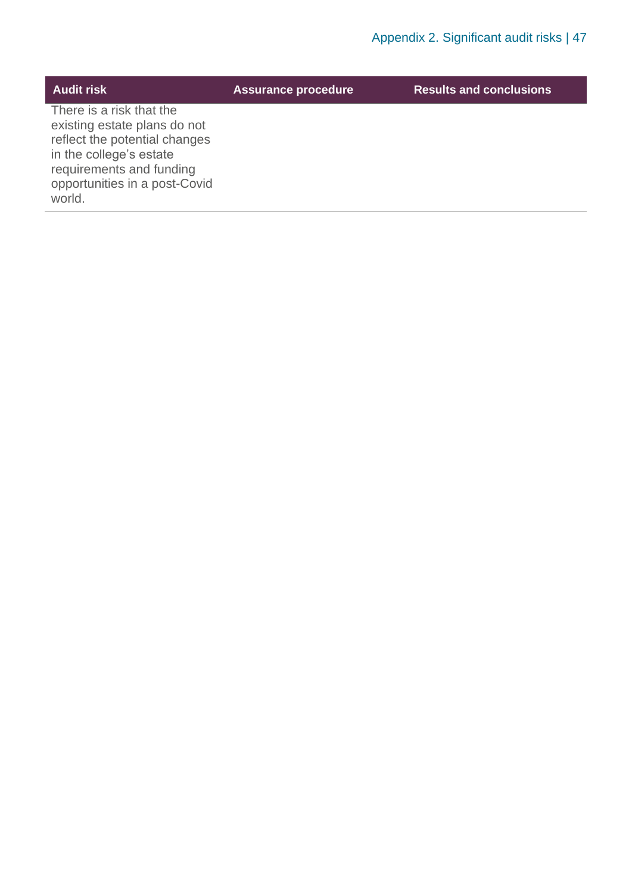| Audit risk | Assurance procedure | Results and conclusions |
| --- | --- | --- |
| There is a risk that the existing estate plans do not reflect the potential changes in the college's estate requirements and funding opportunities in a post-Covid world. | | |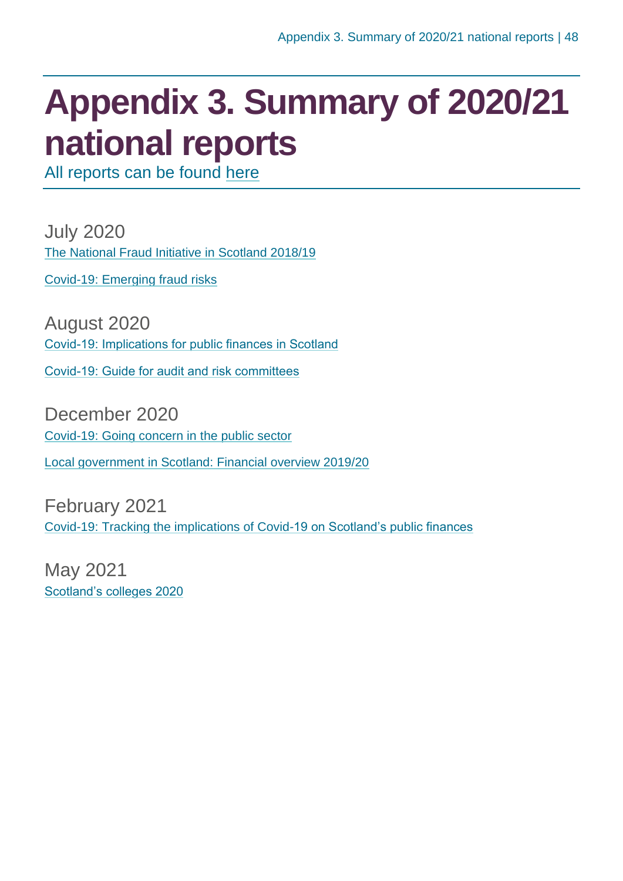# Appendix 3. Summary of 2020/21 national reports

All reports can be found here

## July 2020

The National Fraud Initiative in Scotland 2018/19

Covid-19: Emerging fraud risks

## August 2020

Covid-19: Implications for public finances in Scotland

Covid-19: Guide for audit and risk committees

## December 2020

Covid-19: Going concern in the public sector

Local government in Scotland: Financial overview 2019/20

## February 2021

Covid-19: Tracking the implications of Covid-19 on Scotland's public finances

## May 2021

Scotland's colleges 2020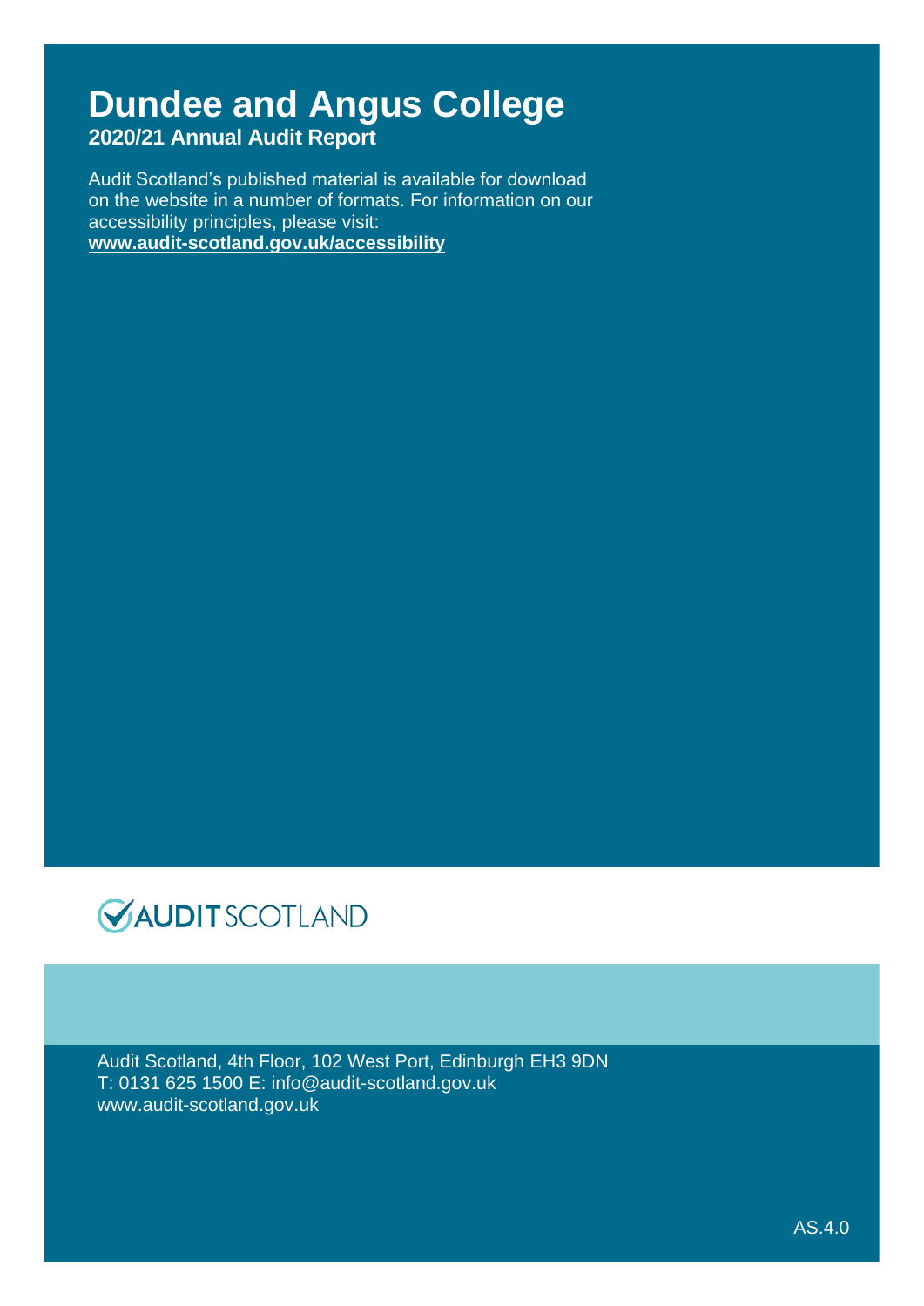# Dundee and Angus College

## 2020/21 Annual Audit Report

Audit Scotland's published material is available for download on the website in a number of formats. For information on our accessibility principles, please visit:
**www.audit-scotland.gov.uk/accessibility**

AUDIT SCOTLAND

Audit Scotland, 4th Floor, 102 West Port, Edinburgh EH3 9DN
T: 0131 625 1500 E: info@audit-scotland.gov.uk
www.audit-scotland.gov.uk

AS.4.0